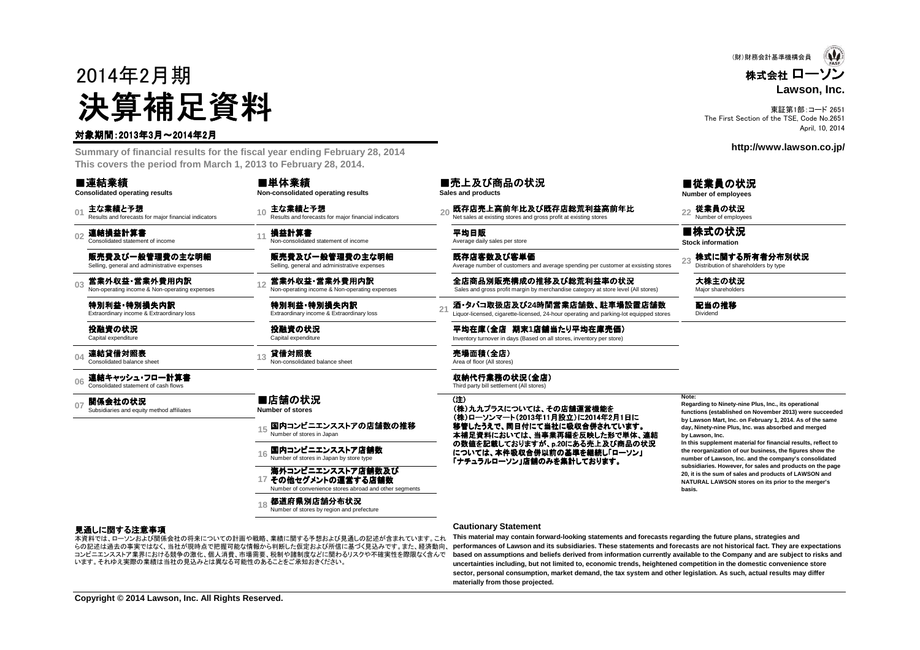(財)財務会計基準機構会員

株式会社 ローソン
**Lawson, Inc.**

東証第1部:コード 2651
The First Section of the TSE, Code No.2651
April, 10, 2014

http://www.lawson.co.jp/

# 2014年2月期 決算補足資料

対象期間:2013年3月～2014年2月

**Summary of financial results for the fiscal year ending February 28, 2014**
**This covers the period from March 1, 2013 to February 28, 2014.**

## ■連結業績
**Consolidated operating results**

- 01 **主な業績と予想** Results and forecasts for major financial indicators
- 02 **連結損益計算書** Consolidated statement of income
  - **販売費及び一般管理費の主な明細** Selling, general and administrative expenses
- 03 **営業外収益・営業外費用内訳** Non-operating income & Non-operating expenses
  - **特別利益・特別損失内訳** Extraordinary income & Extraordinary loss
  - **投融資の状況** Capital expenditure
- 04 **連結貸借対照表** Consolidated balance sheet
- 06 **連結キャッシュ・フロー計算書** Consolidated statement of cash flows
- 07 **関係会社の状況** Subsidiaries and equity method affiliates

## ■単体業績
**Non-consolidated operating results**

- 10 **主な業績と予想** Results and forecasts for major financial indicators
- 11 **損益計算書** Non-consolidated statement of income
  - **販売費及び一般管理費の主な明細** Selling, general and administrative expenses
- 12 **営業外収益・営業外費用内訳** Non-operating income & Non-operating expenses
  - **特別利益・特別損失内訳** Extraordinary income & Extraordinary loss
  - **投融資の状況** Capital expenditure
- 13 **貸借対照表** Non-consolidated balance sheet

## ■店舗の状況
**Number of stores**

- 15 **国内コンビニエンスストアの店舗数の推移** Number of stores in Japan
- 16 **国内コンビニエンスストア店舗数** Number of stores in Japan by store type
- 17 **海外コンビニエンスストア店舗数及びその他セグメントの運営する店舗数** Number of convenience stores abroad and other segments
- 18 **都道府県別店舗分布状況** Number of stores by region and prefecture

## ■売上及び商品の状況
**Sales and products**

- 20 **既存店売上高前年比及び既存店総荒利益高前年比** Net sales at existing stores and gross profit at existing stores
  - **平均日販** Average daily sales per store
  - **既存店客数及び客単価** Average number of customers and average spending per customer at exsisting stores
  - **全店商品別販売構成の推移及び総荒利益率の状況** Sales and gross profit margin by merchandise category at store level (All stores)
- 21 **酒・タバコ取扱店及び24時間営業店舗数、駐車場設置店舗数** Liquor-licensed, cigarette-licensed, 24-hour operating and parking-lot equipped stores
  - **平均在庫(全店　期末1店舗当たり平均在庫売価)** Inventory turnover in days (Based on all stores, inventory per store)
  - **売場面積(全店)** Area of floor (All stores)
  - **収納代行業務の状況(全店)** Third party bill settlement (All stores)

**(注)**
**(株)九九プラスについては、その店舗運営機能を(株)ローソンマート(2013年11月設立)に2014年2月1日に移管したうえで、同日付にて当社に吸収合併されています。本補足資料においては、当事業再編を反映した形で単体、連結の数値を記載しておりますが、p.20にある売上及び商品の状況については、本件吸収合併以前の基準を継続し「ローソン」「ナチュラルローソン」店舗のみを集計しております。**

## ■従業員の状況
**Number of employees**

- 22 **従業員の状況** Number of employees

## ■株式の状況
**Stock information**

- 23 **株式に関する所有者分布別状況** Distribution of shareholders by type
  - **大株主の状況** Major shareholders
  - **配当の推移** Dividend

**Note:**
**Regarding to Ninety-nine Plus, Inc., its operational functions (established on November 2013) were succeeded by Lawson Mart, Inc. on February 1, 2014. As of the same day, Ninety-nine Plus, Inc. was absorbed and merged by Lawson, Inc.**
**In this supplement material for financial results, reflect to the reorganization of our business, the figures show the number of Lawson, Inc. and the company's consolidated subsidiaries. However, for sales and products on the page 20, it is the sum of sales and products of LAWSON and NATURAL LAWSON stores on its prior to the merger's basis.**

### 見通しに関する注意事項

本資料では、ローソンおよび関係会社の将来についての計画や戦略、業績に関する予想および見通しの記述が含まれています。これらの記述は過去の事実ではなく、当社が現時点で把握可能な情報から判断した仮定および所信に基づく見込みです。また、経済動向、コンビニエンスストア業界における競争の激化、個人消費、市場需要、税制や諸制度などに関わるリスクや不確実性を際限なく含んでいます。それゆえ実際の業績は当社の見込みとは異なる可能性のあることをご承知おきください。

### Cautionary Statement

**This material may contain forward-looking statements and forecasts regarding the future plans, strategies and performances of Lawson and its subsidiaries. These statements and forecasts are not historical fact. They are expectations based on assumptions and beliefs derived from information currently available to the Company and are subject to risks and uncertainties including, but not limited to, economic trends, heightened competition in the domestic convenience store sector, personal consumption, market demand, the tax system and other legislation. As such, actual results may differ materially from those projected.**

**Copyright © 2014 Lawson, Inc. All Rights Reserved.**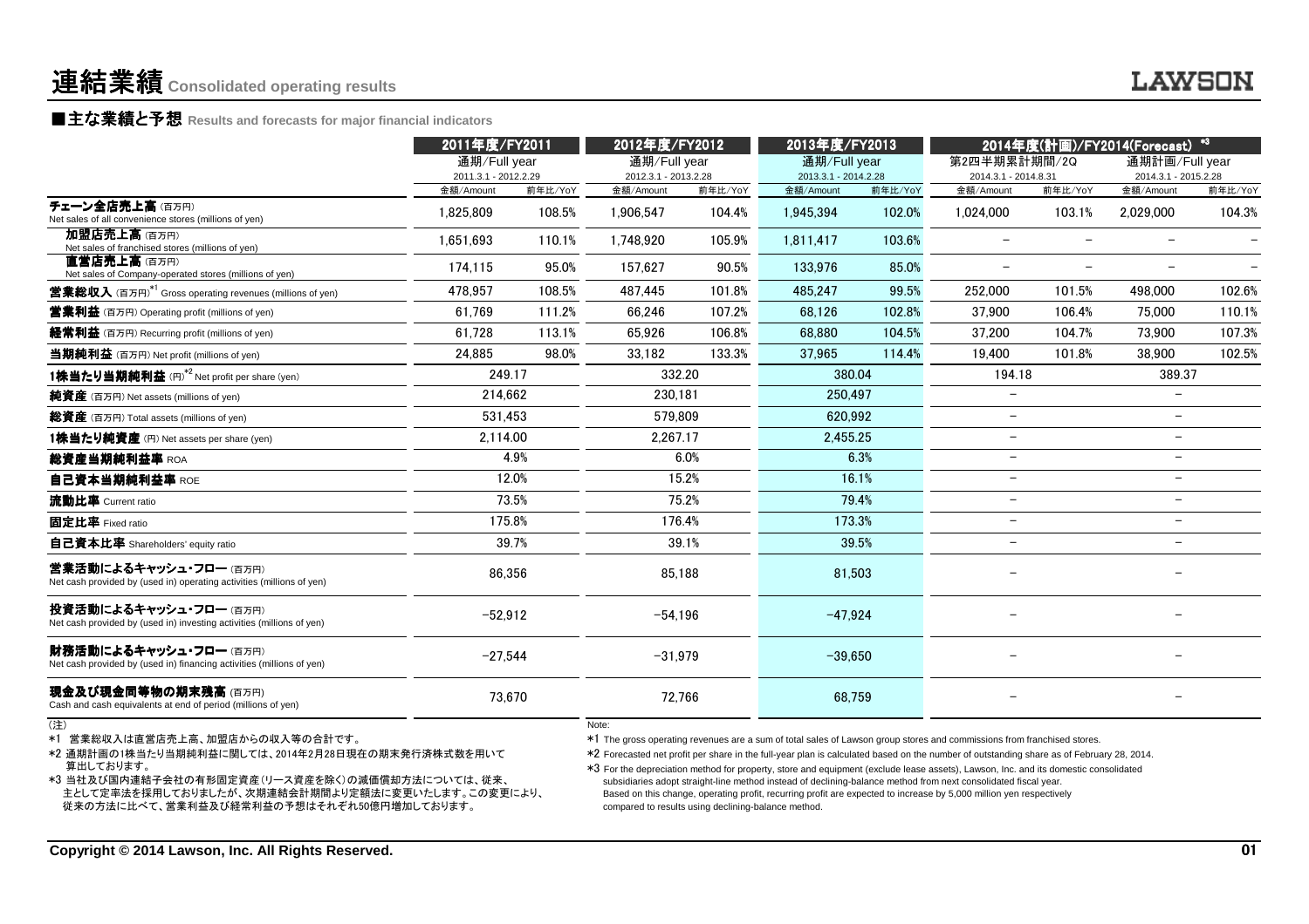# 連結業績 Consolidated operating results

## ■主な業績と予想 Results and forecasts for major financial indicators

| | 2011年度/FY2011 | | 2012年度/FY2012 | | 2013年度/FY2013 | | 2014年度(計画)/FY2014(Forecast) *3 | | | |
|---|---|---|---|---|---|---|---|---|---|---|
| | 通期/Full year 2011.3.1 - 2012.2.29 | | 通期/Full year 2012.3.1 - 2013.2.28 | | 通期/Full year 2013.3.1 - 2014.2.28 | | 第2四半期累計期間/2Q 2014.3.1 - 2014.8.31 | | 通期計画/Full year 2014.3.1 - 2015.2.28 | |
| | 金額/Amount | 前年比/YoY | 金額/Amount | 前年比/YoY | 金額/Amount | 前年比/YoY | 金額/Amount | 前年比/YoY | 金額/Amount | 前年比/YoY |
| **チェーン全店売上高** (百万円) Net sales of all convenience stores (millions of yen) | 1,825,809 | 108.5% | 1,906,547 | 104.4% | 1,945,394 | 102.0% | 1,024,000 | 103.1% | 2,029,000 | 104.3% |
| **加盟店売上高** (百万円) Net sales of franchised stores (millions of yen) | 1,651,693 | 110.1% | 1,748,920 | 105.9% | 1,811,417 | 103.6% | − | − | − | − |
| **直営店売上高** (百万円) Net sales of Company-operated stores (millions of yen) | 174,115 | 95.0% | 157,627 | 90.5% | 133,976 | 85.0% | − | − | − | − |
| **営業総収入** (百万円)*1 Gross operating revenues (millions of yen) | 478,957 | 108.5% | 487,445 | 101.8% | 485,247 | 99.5% | 252,000 | 101.5% | 498,000 | 102.6% |
| **営業利益** (百万円) Operating profit (millions of yen) | 61,769 | 111.2% | 66,246 | 107.2% | 68,126 | 102.8% | 37,900 | 106.4% | 75,000 | 110.1% |
| **経常利益** (百万円) Recurring profit (millions of yen) | 61,728 | 113.1% | 65,926 | 106.8% | 68,880 | 104.5% | 37,200 | 104.7% | 73,900 | 107.3% |
| **当期純利益** (百万円) Net profit (millions of yen) | 24,885 | 98.0% | 33,182 | 133.3% | 37,965 | 114.4% | 19,400 | 101.8% | 38,900 | 102.5% |
| **1株当たり当期純利益** (円)*2 Net profit per share (yen) | 249.17 | | 332.20 | | 380.04 | | 194.18 | | 389.37 | |
| **純資産** (百万円) Net assets (millions of yen) | 214,662 | | 230,181 | | 250,497 | | − | | − | |
| **総資産** (百万円) Total assets (millions of yen) | 531,453 | | 579,809 | | 620,992 | | − | | − | |
| **1株当たり純資産** (円) Net assets per share (yen) | 2,114.00 | | 2,267.17 | | 2,455.25 | | − | | − | |
| **総資産当期純利益率** ROA | 4.9% | | 6.0% | | 6.3% | | − | | − | |
| **自己資本当期純利益率** ROE | 12.0% | | 15.2% | | 16.1% | | − | | − | |
| **流動比率** Current ratio | 73.5% | | 75.2% | | 79.4% | | − | | − | |
| **固定比率** Fixed ratio | 175.8% | | 176.4% | | 173.3% | | − | | − | |
| **自己資本比率** Shareholders' equity ratio | 39.7% | | 39.1% | | 39.5% | | − | | − | |
| **営業活動によるキャッシュ・フロー** (百万円) Net cash provided by (used in) operating activities (millions of yen) | 86,356 | | 85,188 | | 81,503 | | − | | − | |
| **投資活動によるキャッシュ・フロー** (百万円) Net cash provided by (used in) investing activities (millions of yen) | −52,912 | | −54,196 | | −47,924 | | − | | − | |
| **財務活動によるキャッシュ・フロー** (百万円) Net cash provided by (used in) financing activities (millions of yen) | −27,544 | | −31,979 | | −39,650 | | − | | − | |
| **現金及び現金同等物の期末残高** (百万円) Cash and cash equivalents at end of period (millions of yen) | 73,670 | | 72,766 | | 68,759 | | − | | − | |

(注)

*1 営業総収入は直営店売上高、加盟店からの収入等の合計です。

*2 通期計画の1株当たり当期純利益に関しては、2014年2月28日現在の期末発行済株式数を用いて算出しております。

*3 当社及び国内連結子会社の有形固定資産(リース資産を除く)の減価償却方法については、従来、主として定率法を採用しておりましたが、次期連結会計期間より定額法に変更いたします。この変更により、従来の方法に比べて、営業利益及び経常利益の予想はそれぞれ50億円増加しております。

Note:

*1 The gross operating revenues are a sum of total sales of Lawson group stores and commissions from franchised stores.

*2 Forecasted net profit per share in the full-year plan is calculated based on the number of outstanding share as of February 28, 2014.

*3 For the depreciation method for property, store and equipment (exclude lease assets), Lawson, Inc. and its domestic consolidated subsidiaries adopt straight-line method instead of declining-balance method from next consolidated fiscal year. Based on this change, operating profit, recurring profit are expected to increase by 5,000 million yen respectively compared to results using declining-balance method.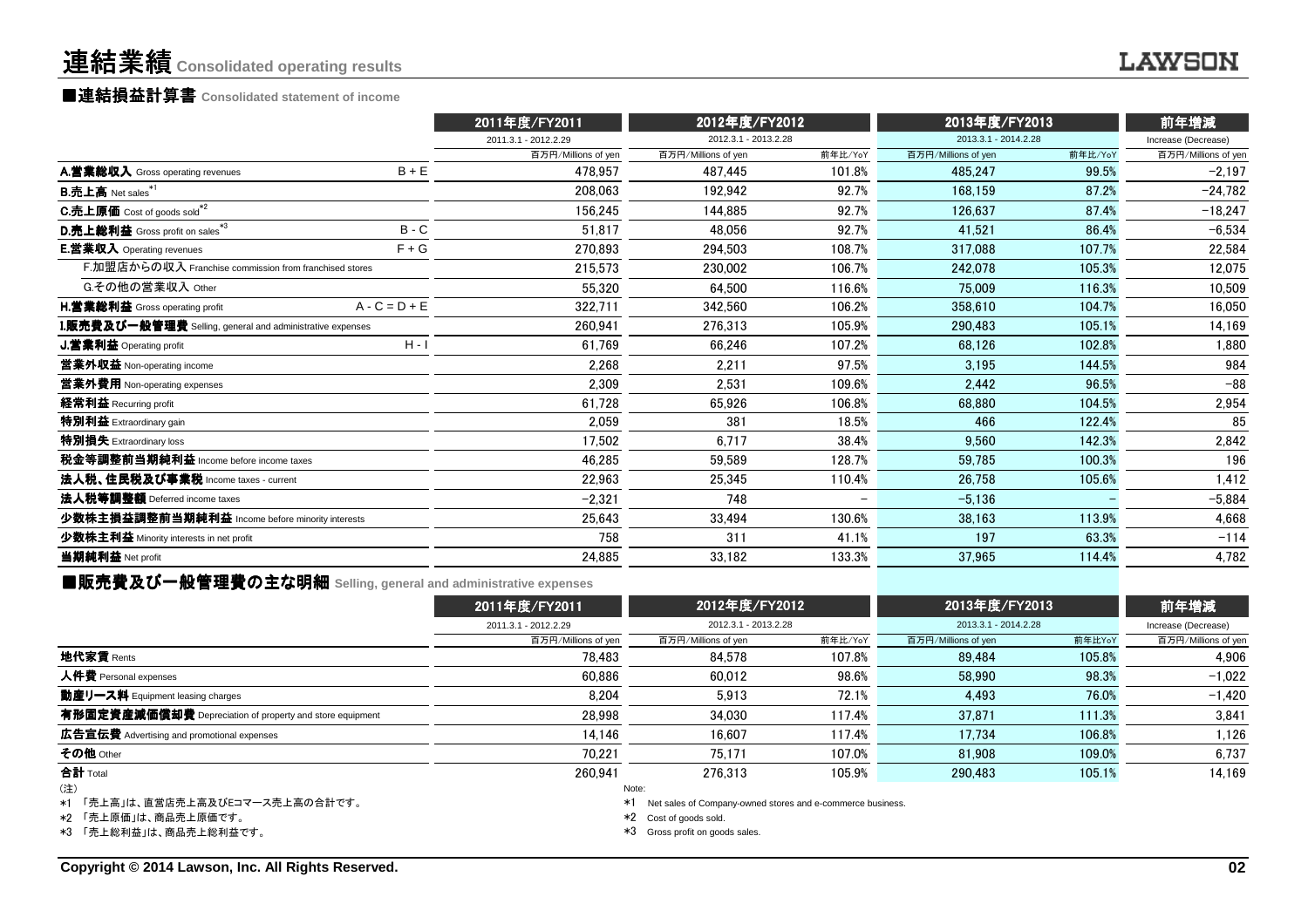# 連結業績 Consolidated operating results

## ■連結損益計算書 Consolidated statement of income

| | | 2011年度/FY2011 | 2012年度/FY2012 | | 2013年度/FY2013 | | 前年増減 |
|---|---|---|---|---|---|---|---|
| | | 2011.3.1 - 2012.2.29 | 2012.3.1 - 2013.2.28 | | 2013.3.1 - 2014.2.28 | | Increase (Decrease) |
| | | 百万円/Millions of yen | 百万円/Millions of yen | 前年比/YoY | 百万円/Millions of yen | 前年比/YoY | 百万円/Millions of yen |
| **A.営業総収入** Gross operating revenues | B + E | 478,957 | 487,445 | 101.8% | 485,247 | 99.5% | −2,197 |
| **B.売上高** Net sales*1 | | 208,063 | 192,942 | 92.7% | 168,159 | 87.2% | −24,782 |
| **C.売上原価** Cost of goods sold*2 | | 156,245 | 144,885 | 92.7% | 126,637 | 87.4% | −18,247 |
| **D.売上総利益** Gross profit on sales*3 | B - C | 51,817 | 48,056 | 92.7% | 41,521 | 86.4% | −6,534 |
| **E.営業収入** Operating revenues | F + G | 270,893 | 294,503 | 108.7% | 317,088 | 107.7% | 22,584 |
| F.加盟店からの収入 Franchise commission from franchised stores | | 215,573 | 230,002 | 106.7% | 242,078 | 105.3% | 12,075 |
| G.その他の営業収入 Other | | 55,320 | 64,500 | 116.6% | 75,009 | 116.3% | 10,509 |
| **H.営業総利益** Gross operating profit | A - C = D + E | 322,711 | 342,560 | 106.2% | 358,610 | 104.7% | 16,050 |
| **I.販売費及び一般管理費** Selling, general and administrative expenses | | 260,941 | 276,313 | 105.9% | 290,483 | 105.1% | 14,169 |
| **J.営業利益** Operating profit | H - I | 61,769 | 66,246 | 107.2% | 68,126 | 102.8% | 1,880 |
| **営業外収益** Non-operating income | | 2,268 | 2,211 | 97.5% | 3,195 | 144.5% | 984 |
| **営業外費用** Non-operating expenses | | 2,309 | 2,531 | 109.6% | 2,442 | 96.5% | −88 |
| **経常利益** Recurring profit | | 61,728 | 65,926 | 106.8% | 68,880 | 104.5% | 2,954 |
| **特別利益** Extraordinary gain | | 2,059 | 381 | 18.5% | 466 | 122.4% | 85 |
| **特別損失** Extraordinary loss | | 17,502 | 6,717 | 38.4% | 9,560 | 142.3% | 2,842 |
| **税金等調整前当期純利益** Income before income taxes | | 46,285 | 59,589 | 128.7% | 59,785 | 100.3% | 196 |
| **法人税、住民税及び事業税** Income taxes - current | | 22,963 | 25,345 | 110.4% | 26,758 | 105.6% | 1,412 |
| **法人税等調整額** Deferred income taxes | | −2,321 | 748 | − | −5,136 | − | −5,884 |
| **少数株主損益調整前当期純利益** Income before minority interests | | 25,643 | 33,494 | 130.6% | 38,163 | 113.9% | 4,668 |
| **少数株主利益** Minority interests in net profit | | 758 | 311 | 41.1% | 197 | 63.3% | −114 |
| **当期純利益** Net profit | | 24,885 | 33,182 | 133.3% | 37,965 | 114.4% | 4,782 |

## ■販売費及び一般管理費の主な明細 Selling, general and administrative expenses

| | 2011年度/FY2011 | 2012年度/FY2012 | | 2013年度/FY2013 | | 前年増減 |
|---|---|---|---|---|---|---|
| | 2011.3.1 - 2012.2.29 | 2012.3.1 - 2013.2.28 | | 2013.3.1 - 2014.2.28 | | Increase (Decrease) |
| | 百万円/Millions of yen | 百万円/Millions of yen | 前年比/YoY | 百万円/Millions of yen | 前年比YoY | 百万円/Millions of yen |
| **地代家賃** Rents | 78,483 | 84,578 | 107.8% | 89,484 | 105.8% | 4,906 |
| **人件費** Personal expenses | 60,886 | 60,012 | 98.6% | 58,990 | 98.3% | −1,022 |
| **動産リース料** Equipment leasing charges | 8,204 | 5,913 | 72.1% | 4,493 | 76.0% | −1,420 |
| **有形固定資産減価償却費** Depreciation of property and store equipment | 28,998 | 34,030 | 117.4% | 37,871 | 111.3% | 3,841 |
| **広告宣伝費** Advertising and promotional expenses | 14,146 | 16,607 | 117.4% | 17,734 | 106.8% | 1,126 |
| **その他** Other | 70,221 | 75,171 | 107.0% | 81,908 | 109.0% | 6,737 |
| **合計** Total | 260,941 | 276,313 | 105.9% | 290,483 | 105.1% | 14,169 |

(注)

*1 「売上高」は、直営店売上高及びEコマース売上高の合計です。

*2 「売上原価」は、商品売上原価です。

*3 「売上総利益」は、商品売上総利益です。

Note:

*1 Net sales of Company-owned stores and e-commerce business.

*2 Cost of goods sold.

*3 Gross profit on goods sales.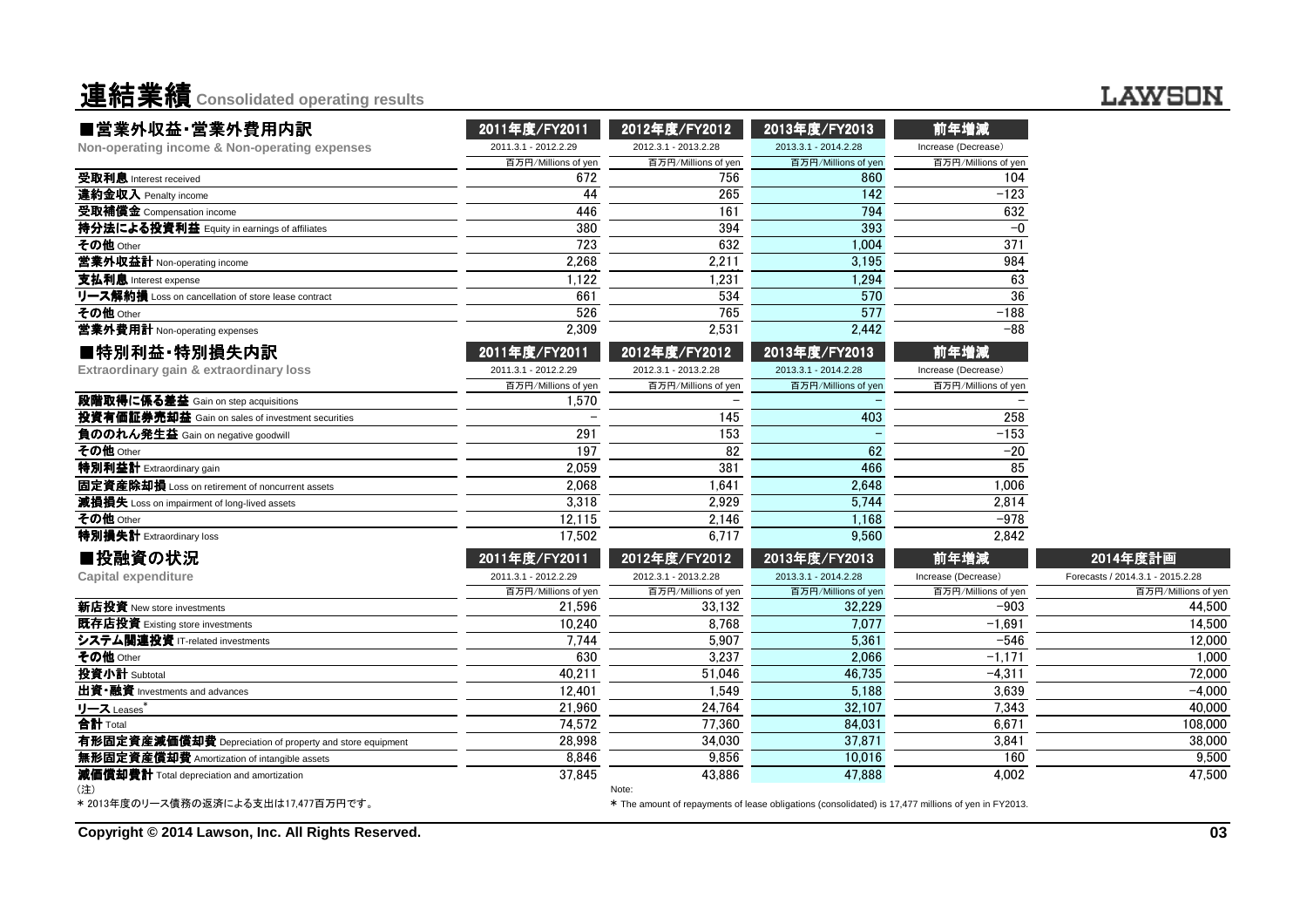# 連結業績 Consolidated operating results

## ■営業外収益・営業外費用内訳

**Non-operating income & Non-operating expenses**

| | 2011年度/FY2011 | 2012年度/FY2012 | 2013年度/FY2013 | 前年増減 |
|---|---|---|---|---|
| | 2011.3.1 - 2012.2.29 | 2012.3.1 - 2013.2.28 | 2013.3.1 - 2014.2.28 | Increase (Decrease) |
| | 百万円/Millions of yen | 百万円/Millions of yen | 百万円/Millions of yen | 百万円/Millions of yen |
| **受取利息** Interest received | 672 | 756 | 860 | 104 |
| **違約金収入** Penalty income | 44 | 265 | 142 | −123 |
| **受取補償金** Compensation income | 446 | 161 | 794 | 632 |
| **持分法による投資利益** Equity in earnings of affiliates | 380 | 394 | 393 | −0 |
| **その他** Other | 723 | 632 | 1,004 | 371 |
| **営業外収益計** Non-operating income | 2,268 | 2,211 | 3,195 | 984 |
| **支払利息** Interest expense | 1,122 | 1,231 | 1,294 | 63 |
| **リース解約損** Loss on cancellation of store lease contract | 661 | 534 | 570 | 36 |
| **その他** Other | 526 | 765 | 577 | −188 |
| **営業外費用計** Non-operating expenses | 2,309 | 2,531 | 2,442 | −88 |

## ■特別利益・特別損失内訳

**Extraordinary gain & extraordinary loss**

| | 2011年度/FY2011 | 2012年度/FY2012 | 2013年度/FY2013 | 前年増減 |
|---|---|---|---|---|
| | 2011.3.1 - 2012.2.29 | 2012.3.1 - 2013.2.28 | 2013.3.1 - 2014.2.28 | Increase (Decrease) |
| | 百万円/Millions of yen | 百万円/Millions of yen | 百万円/Millions of yen | 百万円/Millions of yen |
| **段階取得に係る差益** Gain on step acquisitions | 1,570 | − | − | − |
| **投資有価証券売却益** Gain on sales of investment securities | − | 145 | 403 | 258 |
| **負ののれん発生益** Gain on negative goodwill | 291 | 153 | − | −153 |
| **その他** Other | 197 | 82 | 62 | −20 |
| **特別利益計** Extraordinary gain | 2,059 | 381 | 466 | 85 |
| **固定資産除却損** Loss on retirement of noncurrent assets | 2,068 | 1,641 | 2,648 | 1,006 |
| **減損損失** Loss on impairment of long-lived assets | 3,318 | 2,929 | 5,744 | 2,814 |
| **その他** Other | 12,115 | 2,146 | 1,168 | −978 |
| **特別損失計** Extraordinary loss | 17,502 | 6,717 | 9,560 | 2,842 |

## ■投融資の状況

**Capital expenditure**

| | 2011年度/FY2011 | 2012年度/FY2012 | 2013年度/FY2013 | 前年増減 | 2014年度計画 |
|---|---|---|---|---|---|
| | 2011.3.1 - 2012.2.29 | 2012.3.1 - 2013.2.28 | 2013.3.1 - 2014.2.28 | Increase (Decrease) | Forecasts / 2014.3.1 - 2015.2.28 |
| | 百万円/Millions of yen | 百万円/Millions of yen | 百万円/Millions of yen | 百万円/Millions of yen | 百万円/Millions of yen |
| **新店投資** New store investments | 21,596 | 33,132 | 32,229 | −903 | 44,500 |
| **既存店投資** Existing store investments | 10,240 | 8,768 | 7,077 | −1,691 | 14,500 |
| **システム関連投資** IT-related investments | 7,744 | 5,907 | 5,361 | −546 | 12,000 |
| **その他** Other | 630 | 3,237 | 2,066 | −1,171 | 1,000 |
| **投資小計** Subtotal | 40,211 | 51,046 | 46,735 | −4,311 | 72,000 |
| **出資・融資** Investments and advances | 12,401 | 1,549 | 5,188 | 3,639 | −4,000 |
| **リース** Leases* | 21,960 | 24,764 | 32,107 | 7,343 | 40,000 |
| **合計** Total | 74,572 | 77,360 | 84,031 | 6,671 | 108,000 |
| **有形固定資産減価償却費** Depreciation of property and store equipment | 28,998 | 34,030 | 37,871 | 3,841 | 38,000 |
| **無形固定資産償却費** Amortization of intangible assets | 8,846 | 9,856 | 10,016 | 160 | 9,500 |
| **減価償却費計** Total depreciation and amortization | 37,845 | 43,886 | 47,888 | 4,002 | 47,500 |

(注)
* 2013年度のリース債務の返済による支出は17,477百万円です。

Note:
* The amount of repayments of lease obligations (consolidated) is 17,477 millions of yen in FY2013.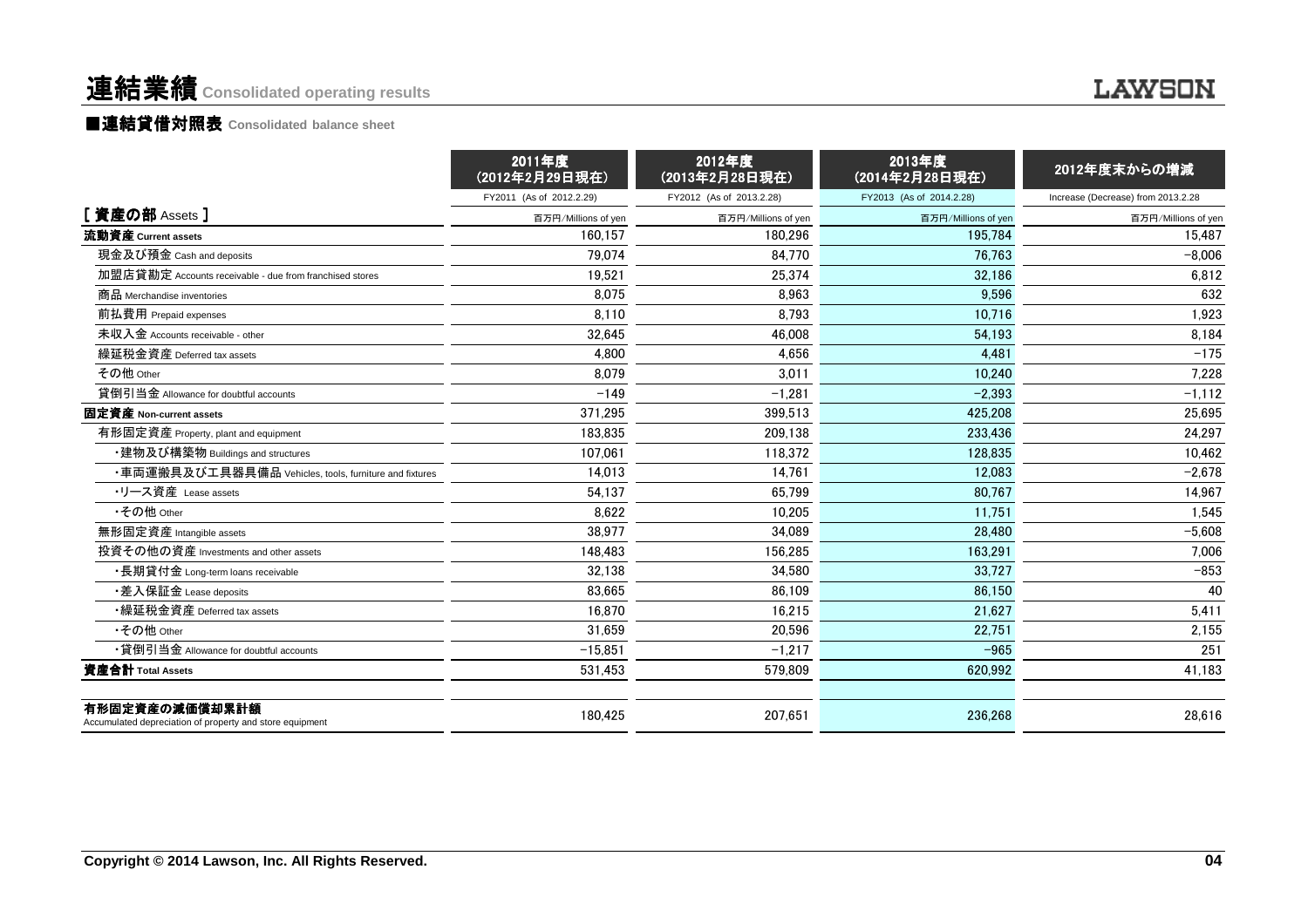# 連結業績 Consolidated operating results

## ■連結貸借対照表 Consolidated balance sheet

| | 2011年度 (2012年2月29日現在) | 2012年度 (2013年2月28日現在) | 2013年度 (2014年2月28日現在) | 2012年度末からの増減 |
|---|---|---|---|---|
| | FY2011 (As of 2012.2.29) | FY2012 (As of 2013.2.28) | FY2013 (As of 2014.2.28) | Increase (Decrease) from 2013.2.28 |
| **[ 資産の部 Assets ]** | 百万円/Millions of yen | 百万円/Millions of yen | 百万円/Millions of yen | 百万円/Millions of yen |
| **流動資産 Current assets** | 160,157 | 180,296 | 195,784 | 15,487 |
| 現金及び預金 Cash and deposits | 79,074 | 84,770 | 76,763 | −8,006 |
| 加盟店貸勘定 Accounts receivable - due from franchised stores | 19,521 | 25,374 | 32,186 | 6,812 |
| 商品 Merchandise inventories | 8,075 | 8,963 | 9,596 | 632 |
| 前払費用 Prepaid expenses | 8,110 | 8,793 | 10,716 | 1,923 |
| 未収入金 Accounts receivable - other | 32,645 | 46,008 | 54,193 | 8,184 |
| 繰延税金資産 Deferred tax assets | 4,800 | 4,656 | 4,481 | −175 |
| その他 Other | 8,079 | 3,011 | 10,240 | 7,228 |
| 貸倒引当金 Allowance for doubtful accounts | −149 | −1,281 | −2,393 | −1,112 |
| **固定資産 Non-current assets** | 371,295 | 399,513 | 425,208 | 25,695 |
| 有形固定資産 Property, plant and equipment | 183,835 | 209,138 | 233,436 | 24,297 |
| ・建物及び構築物 Buildings and structures | 107,061 | 118,372 | 128,835 | 10,462 |
| ・車両運搬具及び工具器具備品 Vehicles, tools, furniture and fixtures | 14,013 | 14,761 | 12,083 | −2,678 |
| ・リース資産 Lease assets | 54,137 | 65,799 | 80,767 | 14,967 |
| ・その他 Other | 8,622 | 10,205 | 11,751 | 1,545 |
| 無形固定資産 Intangible assets | 38,977 | 34,089 | 28,480 | −5,608 |
| 投資その他の資産 Investments and other assets | 148,483 | 156,285 | 163,291 | 7,006 |
| ・長期貸付金 Long-term loans receivable | 32,138 | 34,580 | 33,727 | −853 |
| ・差入保証金 Lease deposits | 83,665 | 86,109 | 86,150 | 40 |
| ・繰延税金資産 Deferred tax assets | 16,870 | 16,215 | 21,627 | 5,411 |
| ・その他 Other | 31,659 | 20,596 | 22,751 | 2,155 |
| ・貸倒引当金 Allowance for doubtful accounts | −15,851 | −1,217 | −965 | 251 |
| **資産合計 Total Assets** | 531,453 | 579,809 | 620,992 | 41,183 |
| **有形固定資産の減価償却累計額** Accumulated depreciation of property and store equipment | 180,425 | 207,651 | 236,268 | 28,616 |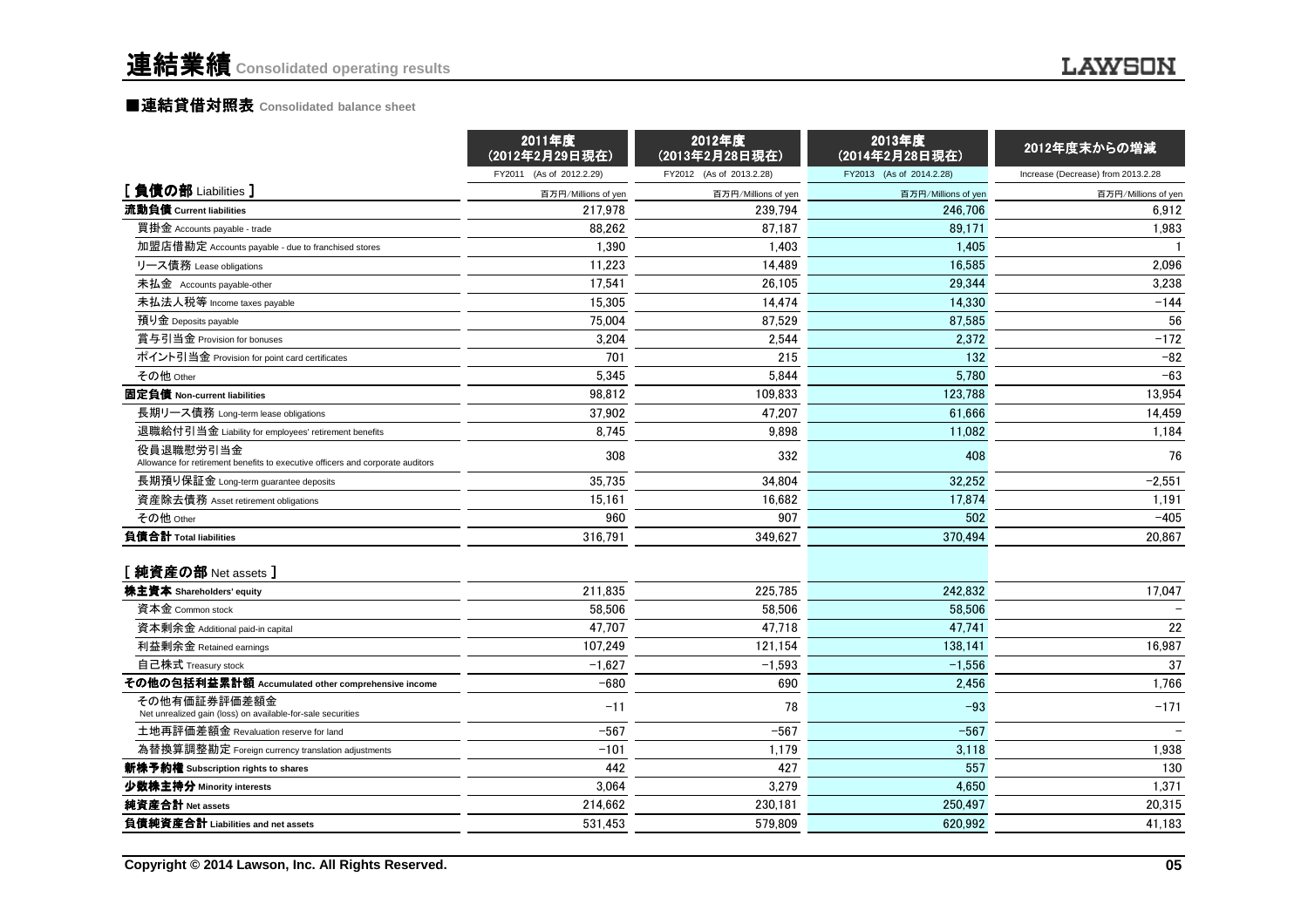# 連結業績 Consolidated operating results

## ■連結貸借対照表 Consolidated balance sheet

| | 2011年度 (2012年2月29日現在) FY2011 (As of 2012.2.29) | 2012年度 (2013年2月28日現在) FY2012 (As of 2013.2.28) | 2013年度 (2014年2月28日現在) FY2013 (As of 2014.2.28) | 2012年度末からの増減 Increase (Decrease) from 2013.2.28 |
|---|---|---|---|---|
| **[ 負債の部 Liabilities ]** | 百万円/Millions of yen | 百万円/Millions of yen | 百万円/Millions of yen | 百万円/Millions of yen |
| **流動負債 Current liabilities** | 217,978 | 239,794 | 246,706 | 6,912 |
| 買掛金 Accounts payable - trade | 88,262 | 87,187 | 89,171 | 1,983 |
| 加盟店借勘定 Accounts payable - due to franchised stores | 1,390 | 1,403 | 1,405 | 1 |
| リース債務 Lease obligations | 11,223 | 14,489 | 16,585 | 2,096 |
| 未払金 Accounts payable-other | 17,541 | 26,105 | 29,344 | 3,238 |
| 未払法人税等 Income taxes payable | 15,305 | 14,474 | 14,330 | −144 |
| 預り金 Deposits payable | 75,004 | 87,529 | 87,585 | 56 |
| 賞与引当金 Provision for bonuses | 3,204 | 2,544 | 2,372 | −172 |
| ポイント引当金 Provision for point card certificates | 701 | 215 | 132 | −82 |
| その他 Other | 5,345 | 5,844 | 5,780 | −63 |
| **固定負債 Non-current liabilities** | 98,812 | 109,833 | 123,788 | 13,954 |
| 長期リース債務 Long-term lease obligations | 37,902 | 47,207 | 61,666 | 14,459 |
| 退職給付引当金 Liability for employees' retirement benefits | 8,745 | 9,898 | 11,082 | 1,184 |
| 役員退職慰労引当金 Allowance for retirement benefits to executive officers and corporate auditors | 308 | 332 | 408 | 76 |
| 長期預り保証金 Long-term guarantee deposits | 35,735 | 34,804 | 32,252 | −2,551 |
| 資産除去債務 Asset retirement obligations | 15,161 | 16,682 | 17,874 | 1,191 |
| その他 Other | 960 | 907 | 502 | −405 |
| **負債合計 Total liabilities** | 316,791 | 349,627 | 370,494 | 20,867 |
| **[ 純資産の部 Net assets ]** | | | | |
| **株主資本 Shareholders' equity** | 211,835 | 225,785 | 242,832 | 17,047 |
| 資本金 Common stock | 58,506 | 58,506 | 58,506 | − |
| 資本剰余金 Additional paid-in capital | 47,707 | 47,718 | 47,741 | 22 |
| 利益剰余金 Retained earnings | 107,249 | 121,154 | 138,141 | 16,987 |
| 自己株式 Treasury stock | −1,627 | −1,593 | −1,556 | 37 |
| **その他の包括利益累計額 Accumulated other comprehensive income** | −680 | 690 | 2,456 | 1,766 |
| その他有価証券評価差額金 Net unrealized gain (loss) on available-for-sale securities | −11 | 78 | −93 | −171 |
| 土地再評価差額金 Revaluation reserve for land | −567 | −567 | −567 | − |
| 為替換算調整勘定 Foreign currency translation adjustments | −101 | 1,179 | 3,118 | 1,938 |
| **新株予約権 Subscription rights to shares** | 442 | 427 | 557 | 130 |
| **少数株主持分 Minority interests** | 3,064 | 3,279 | 4,650 | 1,371 |
| **純資産合計 Net assets** | 214,662 | 230,181 | 250,497 | 20,315 |
| **負債純資産合計 Liabilities and net assets** | 531,453 | 579,809 | 620,992 | 41,183 |

Copyright © 2014 Lawson, Inc. All Rights Reserved.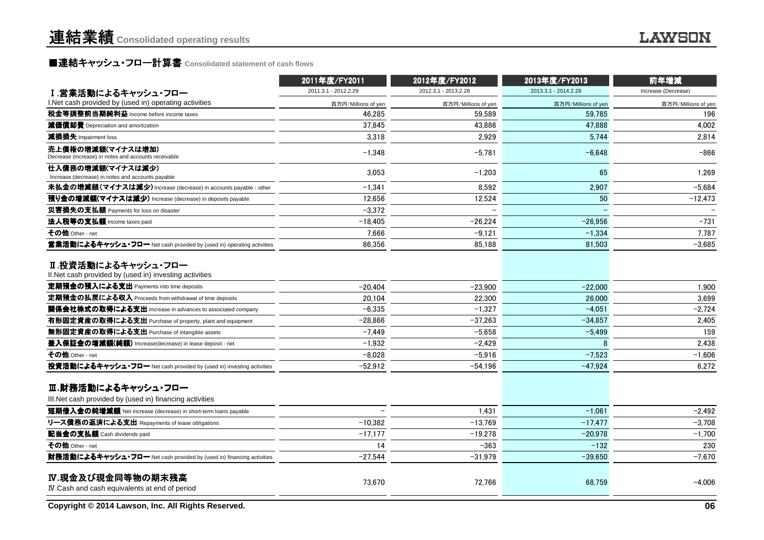# 連結業績 Consolidated operating results

## ■連結キャッシュ・フロー計算書 Consolidated statement of cash flows

| | 2011年度/FY2011 | 2012年度/FY2012 | 2013年度/FY2013 | 前年増減 |
|---|---|---|---|---|
| | 2011.3.1 - 2012.2.29 | 2012.3.1 - 2013.2.28 | 2013.3.1 - 2014.2.28 | Increase (Decrease) |
| **Ⅰ.営業活動によるキャッシュ・フロー** I.Net cash provided by (used in) operating activities | 百万円/Millions of yen | 百万円/Millions of yen | 百万円/Millions of yen | 百万円/Millions of yen |
| **税金等調整前当期純利益** Income before income taxes | 46,285 | 59,589 | 59,785 | 196 |
| **減価償却費** Depreciation and amortization | 37,845 | 43,886 | 47,888 | 4,002 |
| **減損損失** Impairment loss | 3,318 | 2,929 | 5,744 | 2,814 |
| **売上債権の増減額(マイナスは増加)** Decrease (increase) in notes and accounts receivable | −1,348 | −5,781 | −6,648 | −866 |
| **仕入債務の増減額(マイナスは減少)** Increase (decrease) in notes and accounts payable | 3,053 | −1,203 | 65 | 1,269 |
| **未払金の増減額(マイナスは減少)** Increase (decrease) in accounts payable - other | −1,341 | 8,592 | 2,907 | −5,684 |
| **預り金の増減額(マイナスは減少)** Increase (decrease) in deposits payable | 12,656 | 12,524 | 50 | −12,473 |
| **災害損失の支払額** Payments for loss on disaster | −3,372 | − | − | − |
| **法人税等の支払額** Income taxes paid | −18,405 | −26,224 | −26,956 | −731 |
| **その他** Other - net | 7,666 | −9,121 | −1,334 | 7,787 |
| **営業活動によるキャッシュ・フロー** Net cash provided by (used in) operating activities | 86,356 | 85,188 | 81,503 | −3,685 |
| **Ⅱ.投資活動によるキャッシュ・フロー** II.Net cash provided by (used in) investing activities | | | | |
| **定期預金の預入による支出** Payments into time deposits | −20,404 | −23,900 | −22,000 | 1,900 |
| **定期預金の払戻による収入** Proceeds from withdrawal of time deposits | 20,104 | 22,300 | 26,000 | 3,699 |
| **関係会社株式の取得による支出** Increase in advances to associated company | −6,335 | −1,327 | −4,051 | −2,724 |
| **有形固定資産の取得による支出** Purchase of property, plant and equipment | −28,866 | −37,263 | −34,857 | 2,405 |
| **無形固定資産の取得による支出** Purchase of intangible assets | −7,449 | −5,658 | −5,499 | 159 |
| **差入保証金の増減額(純額)** Increase(decrease) in lease deposit - net | −1,932 | −2,429 | 8 | 2,438 |
| **その他** Other - net | −8,028 | −5,916 | −7,523 | −1,606 |
| **投資活動によるキャッシュ・フロー** Net cash provided by (used in) investing activities | −52,912 | −54,196 | −47,924 | 6,272 |
| **Ⅲ.財務活動によるキャッシュ・フロー** III.Net cash provided by (used in) financing activities | | | | |
| **短期借入金の純増減額** Net increase (decrease) in short-term loans payable | − | 1,431 | −1,061 | −2,492 |
| **リース債務の返済による支出** Repayments of lease obligations | −10,382 | −13,769 | −17,477 | −3,708 |
| **配当金の支払額** Cash dividends paid | −17,177 | −19,278 | −20,978 | −1,700 |
| **その他** Other - net | 14 | −363 | −132 | 230 |
| **財務活動によるキャッシュ・フロー** Net cash provided by (used in) financing activities | −27,544 | −31,979 | −39,650 | −7,670 |
| **Ⅳ.現金及び現金同等物の期末残高** Ⅳ.Cash and cash equivalents at end of period | 73,670 | 72,766 | 68,759 | −4,006 |

Copyright © 2014 Lawson, Inc. All Rights Reserved.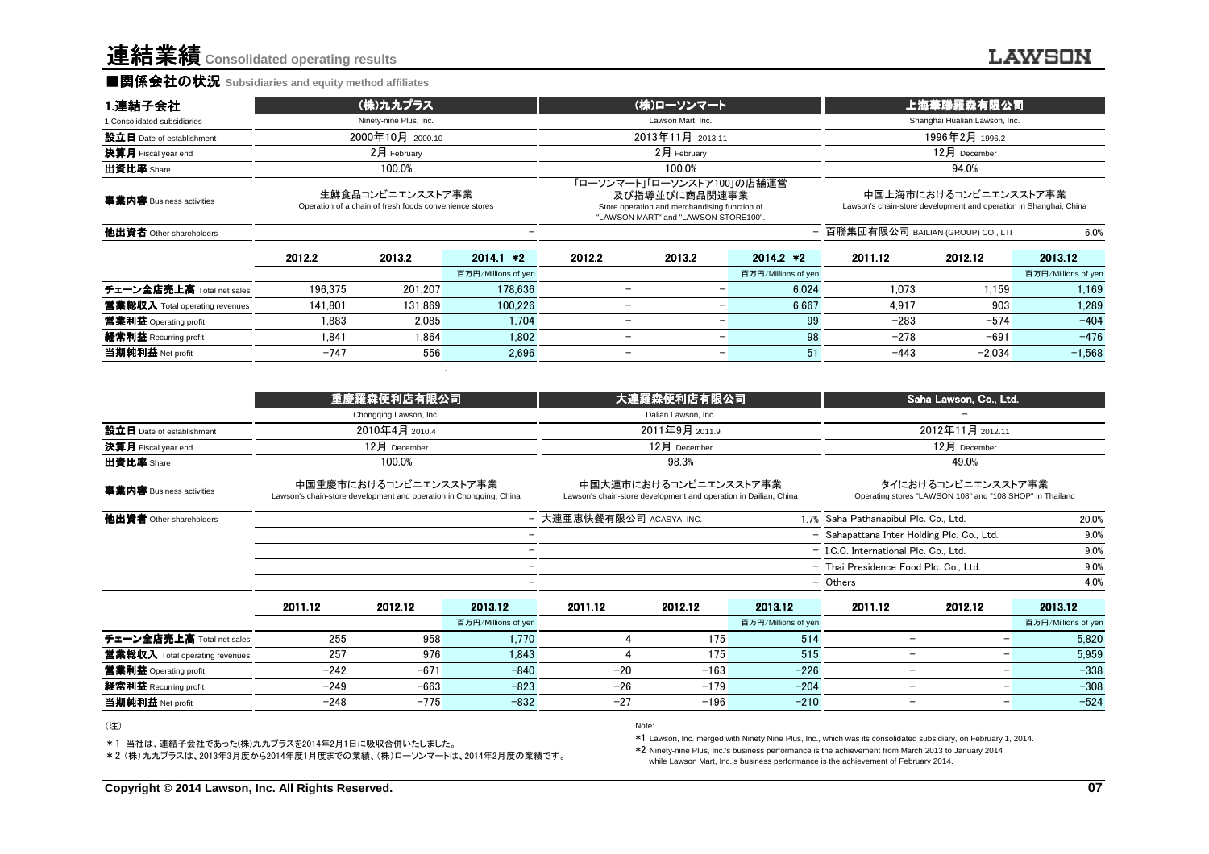# 連結業績 Consolidated operating results

## ■関係会社の状況 Subsidiaries and equity method affiliates

| 1.連結子会社 1.Consolidated subsidiaries | (株)九九プラス Ninety-nine Plus, Inc. | | | (株)ローソンマート Lawson Mart, Inc. | | | 上海華聯羅森有限公司 Shanghai Hualian Lawson, Inc. | | |
|---|---|---|---|---|---|---|---|---|---|
| 設立日 Date of establishment | 2000年10月 2000.10 | | | 2013年11月 2013.11 | | | 1996年2月 1996.2 | | |
| 決算月 Fiscal year end | 2月 February | | | 2月 February | | | 12月 December | | |
| 出資比率 Share | 100.0% | | | 100.0% | | | 94.0% | | |
| 事業内容 Business activities | 生鮮食品コンビニエンスストア事業 Operation of a chain of fresh foods convenience stores | | | 「ローソンマート」「ローソンストア100」の店舗運営及び指導並びに商品関連事業 Store operation and merchandising function of "LAWSON MART" and "LAWSON STORE100". | | | 中国上海市におけるコンビニエンスストア事業 Lawson's chain-store development and operation in Shanghai, China | | |
| 他出資者 Other shareholders | | | − | | | − | 百聯集団有限公司 BAILIAN (GROUP) CO., LTD | | 6.0% |
| | 2012.2 | 2013.2 | 2014.1 *2 | 2012.2 | 2013.2 | 2014.2 *2 | 2011.12 | 2012.12 | 2013.12 |
| | | | 百万円/Millions of yen | | | 百万円/Millions of yen | | | 百万円/Millions of yen |
| チェーン全店売上高 Total net sales | 196,375 | 201,207 | 178,636 | − | − | 6,024 | 1,073 | 1,159 | 1,169 |
| 営業総収入 Total operating revenues | 141,801 | 131,869 | 100,226 | − | − | 6,667 | 4,917 | 903 | 1,289 |
| 営業利益 Operating profit | 1,883 | 2,085 | 1,704 | − | − | 99 | −283 | −574 | −404 |
| 経常利益 Recurring profit | 1,841 | 1,864 | 1,802 | − | − | 98 | −278 | −691 | −476 |
| 当期純利益 Net profit | −747 | 556 | 2,696 | − | − | 51 | −443 | −2,034 | −1,568 |

| | 重慶羅森便利店有限公司 Chongqing Lawson, Inc. | | | 大連羅森便利店有限公司 Dalian Lawson, Inc. | | | Saha Lawson, Co., Ltd. − | | |
|---|---|---|---|---|---|---|---|---|---|
| 設立日 Date of establishment | 2010年4月 2010.4 | | | 2011年9月 2011.9 | | | 2012年11月 2012.11 | | |
| 決算月 Fiscal year end | 12月 December | | | 12月 December | | | 12月 December | | |
| 出資比率 Share | 100.0% | | | 98.3% | | | 49.0% | | |
| 事業内容 Business activities | 中国重慶市におけるコンビニエンスストア事業 Lawson's chain-store development and operation in Chongqing, China | | | 中国大連市におけるコンビニエンスストア事業 Lawson's chain-store development and operation in Dailian, China | | | タイにおけるコンビニエンスストア事業 Operating stores "LAWSON 108" and "108 SHOP" in Thailand | | |
| 他出資者 Other shareholders | | | − | 大連亜恵快餐有限公司 ACASYA. INC. | | 1.7% | Saha Pathanapibul Plc. Co., Ltd. | | 20.0% |
| | | | − | | | − | Sahapattana Inter Holding Plc. Co., Ltd. | | 9.0% |
| | | | − | | | − | I.C.C. International Plc. Co., Ltd. | | 9.0% |
| | | | − | | | − | Thai Presidence Food Plc. Co., Ltd. | | 9.0% |
| | | | − | | | − | Others | | 4.0% |
| | 2011.12 | 2012.12 | 2013.12 | 2011.12 | 2012.12 | 2013.12 | 2011.12 | 2012.12 | 2013.12 |
| | | | 百万円/Millions of yen | | | 百万円/Millions of yen | | | 百万円/Millions of yen |
| チェーン全店売上高 Total net sales | 255 | 958 | 1,770 | 4 | 175 | 514 | − | − | 5,820 |
| 営業総収入 Total operating revenues | 257 | 976 | 1,843 | 4 | 175 | 515 | − | − | 5,959 |
| 営業利益 Operating profit | −242 | −671 | −840 | −20 | −163 | −226 | − | − | −338 |
| 経常利益 Recurring profit | −249 | −663 | −823 | −26 | −179 | −204 | − | − | −308 |
| 当期純利益 Net profit | −248 | −775 | −832 | −27 | −196 | −210 | − | − | −524 |

（注）

＊1 当社は、連結子会社であった(株)九九プラスを2014年2月1日に吸収合併いたしました。

＊2 (株)九九プラスは、2013年3月度から2014年度1月度までの業績、(株)ローソンマートは、2014年2月度の業績です。

Note:

*1 Lawson, Inc. merged with Ninety Nine Plus, Inc., which was its consolidated subsidiary, on February 1, 2014.

*2 Ninety-nine Plus, Inc.'s business performance is the achievement from March 2013 to January 2014 while Lawson Mart, Inc.'s business performance is the achievement of February 2014.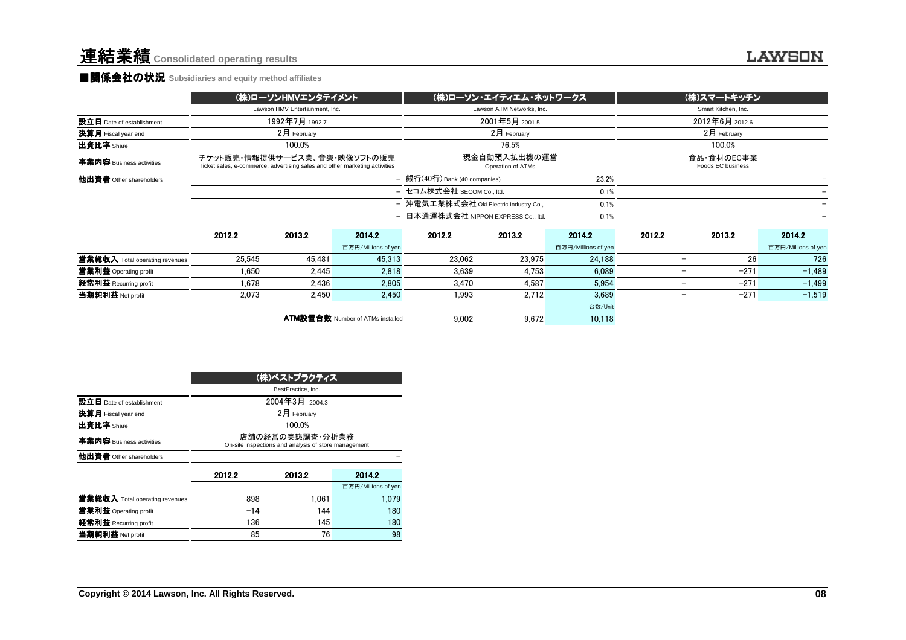# 連結業績 Consolidated operating results

## ■関係会社の状況 Subsidiaries and equity method affiliates

| | (株)ローソンHMVエンタテイメント | | | (株)ローソン・エイティエム・ネットワークス | | | (株)スマートキッチン | | |
|---|---|---|---|---|---|---|---|---|---|
| | Lawson HMV Entertainment, Inc. | | | Lawson ATM Networks, Inc. | | | Smart Kitchen, Inc. | | |
| **設立日** Date of establishment | 1992年7月 1992.7 | | | 2001年5月 2001.5 | | | 2012年6月 2012.6 | | |
| **決算月** Fiscal year end | 2月 February | | | 2月 February | | | 2月 February | | |
| **出資比率** Share | 100.0% | | | 76.5% | | | 100.0% | | |
| **事業内容** Business activities | チケット販売・情報提供サービス業、音楽・映像ソフトの販売 Ticket sales, e-commerce, advertising sales and other marketing activities | | | 現金自動預入払出機の運営 Operation of ATMs | | | 食品・食材のEC事業 Foods EC business | | |
| **他出資者** Other shareholders | | | – | 銀行(40行) Bank (40 companies) | | 23.2% | | | – |
| | | | – | セコム株式会社 SECOM Co., ltd. | | 0.1% | | | – |
| | | | – | 沖電気工業株式会社 Oki Electric Industry Co., | | 0.1% | | | – |
| | | | – | 日本通運株式会社 NIPPON EXPRESS Co., ltd. | | 0.1% | | | – |
| | 2012.2 | 2013.2 | 2014.2 | 2012.2 | 2013.2 | 2014.2 | 2012.2 | 2013.2 | 2014.2 |
| | | | 百万円/Millions of yen | | | 百万円/Millions of yen | | | 百万円/Millions of yen |
| **営業総収入** Total operating revenues | 25,545 | 45,481 | 45,313 | 23,062 | 23,975 | 24,188 | – | 26 | 726 |
| **営業利益** Operating profit | 1,650 | 2,445 | 2,818 | 3,639 | 4,753 | 6,089 | – | −271 | −1,489 |
| **経常利益** Recurring profit | 1,678 | 2,436 | 2,805 | 3,470 | 4,587 | 5,954 | – | −271 | −1,499 |
| **当期純利益** Net profit | 2,073 | 2,450 | 2,450 | 1,993 | 2,712 | 3,689 | – | −271 | −1,519 |
| | | | | | | 台数/Unit | | | |
| | | **ATM設置台数** Number of ATMs installed | | 9,002 | 9,672 | 10,118 | | | |

| | (株)ベストプラクティス | | |
|---|---|---|---|
| | BestPractice, Inc. | | |
| **設立日** Date of establishment | 2004年3月 2004.3 | | |
| **決算月** Fiscal year end | 2月 February | | |
| **出資比率** Share | 100.0% | | |
| **事業内容** Business activities | 店舗の経営の実態調査・分析業務 On-site inspections and analysis of store management | | |
| **他出資者** Other shareholders | | | – |
| | 2012.2 | 2013.2 | 2014.2 |
| | | | 百万円/Millions of yen |
| **営業総収入** Total operating revenues | 898 | 1,061 | 1,079 |
| **営業利益** Operating profit | −14 | 144 | 180 |
| **経常利益** Recurring profit | 136 | 145 | 180 |
| **当期純利益** Net profit | 85 | 76 | 98 |

Copyright © 2014 Lawson, Inc. All Rights Reserved.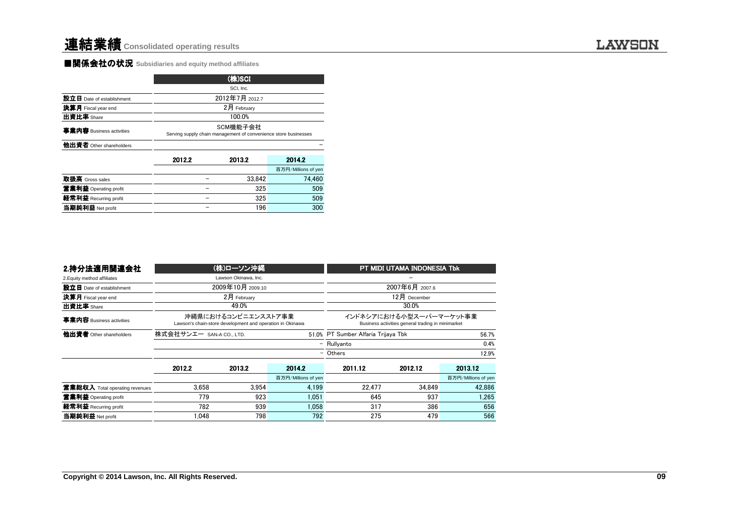# 連結業績 Consolidated operating results

## ■関係会社の状況 Subsidiaries and equity method affiliates

| | (株)SCI | | |
|---|---|---|---|
| | SCI, Inc. | | |
| **設立日** Date of establishment | 2012年7月 2012.7 | | |
| **決算月** Fiscal year end | 2月 February | | |
| **出資比率** Share | 100.0% | | |
| **事業内容** Business activities | SCM機能子会社 Serving supply chain management of convenience store businesses | | |
| **他出資者** Other shareholders | | | − |
| | 2012.2 | 2013.2 | 2014.2 |
| | | | 百万円/Millions of yen |
| **取扱高** Gross sales | − | 33,842 | 74,460 |
| **営業利益** Operating profit | − | 325 | 509 |
| **経常利益** Recurring profit | − | 325 | 509 |
| **当期純利益** Net profit | − | 196 | 300 |

| **2.持分法適用関連会社** | (株)ローソン沖縄 | | | PT MIDI UTAMA INDONESIA Tbk | | |
|---|---|---|---|---|---|---|
| 2.Equity method affiliates | Lawson Okinawa, Inc. | | | − | | |
| **設立日** Date of establishment | 2009年10月 2009.10 | | | 2007年6月 2007.6 | | |
| **決算月** Fiscal year end | 2月 February | | | 12月 December | | |
| **出資比率** Share | 49.0% | | | 30.0% | | |
| **事業内容** Business activities | 沖縄県におけるコンビニエンスストア事業 Lawson's chain-store development and operation in Okinawa | | | インドネシアにおける小型スーパーマーケット事業 Business activities general trading in minimarket | | |
| **他出資者** Other shareholders | 株式会社サンエー SAN-A CO., LTD. | | 51.0% | PT Sumber Alfaria Trijaya Tbk | | 56.7% |
| | | | − | Rullyanto | | 0.4% |
| | | | − | Others | | 12.9% |
| | 2012.2 | 2013.2 | 2014.2 | 2011.12 | 2012.12 | 2013.12 |
| | | | 百万円/Millions of yen | | | 百万円/Millions of yen |
| **営業総収入** Total operating revenues | 3,658 | 3,954 | 4,199 | 22,477 | 34,849 | 42,886 |
| **営業利益** Operating profit | 779 | 923 | 1,051 | 645 | 937 | 1,265 |
| **経常利益** Recurring profit | 782 | 939 | 1,058 | 317 | 386 | 656 |
| **当期純利益** Net profit | 1,048 | 798 | 792 | 275 | 479 | 566 |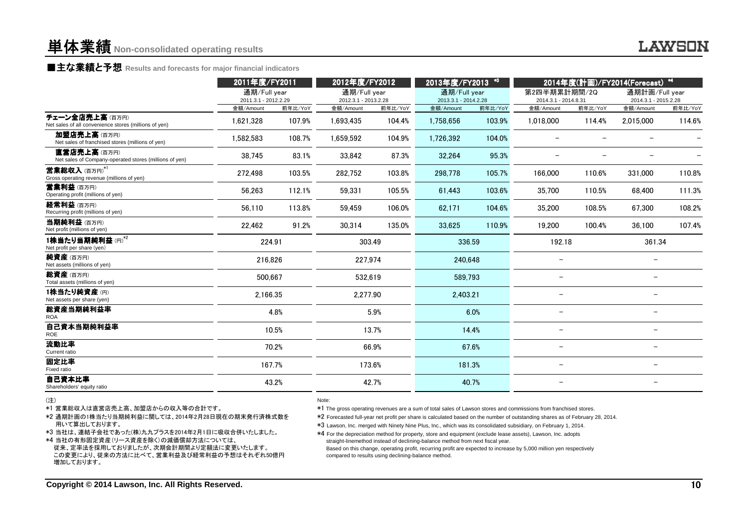# 単体業績 Non-consolidated operating results

## ■主な業績と予想 Results and forecasts for major financial indicators

| | 2011年度/FY2011 | | 2012年度/FY2012 | | 2013年度/FY2013 *3 | | 2014年度(計画)/FY2014(Forecast) *4 | | | |
|---|---|---|---|---|---|---|---|---|---|---|
| | 通期/Full year 2011.3.1 - 2012.2.29 | | 通期/Full year 2012.3.1 - 2013.2.28 | | 通期/Full year 2013.3.1 - 2014.2.28 | | 第2四半期累計期間/2Q 2014.3.1 - 2014.8.31 | | 通期計画/Full year 2014.3.1 - 2015.2.28 | |
| | 金額/Amount | 前年比/YoY | 金額/Amount | 前年比/YoY | 金額/Amount | 前年比/YoY | 金額/Amount | 前年比/YoY | 金額/Amount | 前年比/YoY |
| チェーン全店売上高（百万円） Net sales of all convenience stores (millions of yen) | 1,621,328 | 107.9% | 1,693,435 | 104.4% | 1,758,656 | 103.9% | 1,018,000 | 114.4% | 2,015,000 | 114.6% |
| 加盟店売上高（百万円） Net sales of franchised stores (millions of yen) | 1,582,583 | 108.7% | 1,659,592 | 104.9% | 1,726,392 | 104.0% | − | − | − | − |
| 直営店売上高（百万円） Net sales of Company-operated stores (millions of yen) | 38,745 | 83.1% | 33,842 | 87.3% | 32,264 | 95.3% | − | − | − | − |
| 営業総収入（百万円）*1 Gross operating revenue (millions of yen) | 272,498 | 103.5% | 282,752 | 103.8% | 298,778 | 105.7% | 166,000 | 110.6% | 331,000 | 110.8% |
| 営業利益（百万円） Operating profit (millions of yen) | 56,263 | 112.1% | 59,331 | 105.5% | 61,443 | 103.6% | 35,700 | 110.5% | 68,400 | 111.3% |
| 経常利益（百万円） Recurring profit (millions of yen) | 56,110 | 113.8% | 59,459 | 106.0% | 62,171 | 104.6% | 35,200 | 108.5% | 67,300 | 108.2% |
| 当期純利益（百万円） Net profit (millions of yen) | 22,462 | 91.2% | 30,314 | 135.0% | 33,625 | 110.9% | 19,200 | 100.4% | 36,100 | 107.4% |
| 1株当たり当期純利益（円）*2 Net profit per share (yen) | 224.91 | | 303.49 | | 336.59 | | 192.18 | | 361.34 | |
| 純資産（百万円） Net assets (millions of yen) | 216,826 | | 227,974 | | 240,648 | | − | | − | |
| 総資産（百万円） Total assets (millions of yen) | 500,667 | | 532,619 | | 589,793 | | − | | − | |
| 1株当たり純資産（円） Net assets per share (yen) | 2,166.35 | | 2,277.90 | | 2,403.21 | | − | | − | |
| 総資産当期純利益率 ROA | 4.8% | | 5.9% | | 6.0% | | − | | − | |
| 自己資本当期純利益率 ROE | 10.5% | | 13.7% | | 14.4% | | − | | − | |
| 流動比率 Current ratio | 70.2% | | 66.9% | | 67.6% | | − | | − | |
| 固定比率 Fixed ratio | 167.7% | | 173.6% | | 181.3% | | − | | − | |
| 自己資本比率 Shareholders' equity ratio | 43.2% | | 42.7% | | 40.7% | | − | | − | |

（注）
*1 営業総収入は直営店売上高、加盟店からの収入等の合計です。
*2 通期計画の1株当たり当期純利益に関しては、2014年2月28日現在の期末発行済株式数を用いて算出しております。
*3 当社は、連結子会社であった(株)九九プラスを2014年2月1日に吸収合併いたしました。
*4 当社の有形固定資産(リース資産を除く)の減価償却方法については、従来、定率法を採用しておりましたが、次期会計期間より定額法に変更いたします。この変更により、従来の方法に比べて、営業利益及び経常利益の予想はそれぞれ50億円増加しております。

Note:
*1 The gross operating revenues are a sum of total sales of Lawson stores and commissions from franchised stores.
*2 Forecasted full-year net profit per share is calculated based on the number of outstanding shares as of February 28, 2014.
*3 Lawson, Inc. merged with Ninety Nine Plus, Inc., which was its consolidated subsidiary, on February 1, 2014.
*4 For the depreciation method for property, store and equipment (exclude lease assets), Lawson, Inc. adopts straight-linemethod instead of declining-balance method from next fiscal year. Based on this change, operating profit, recurring profit are expected to increase by 5,000 million yen respectively compared to results using declining-balance method.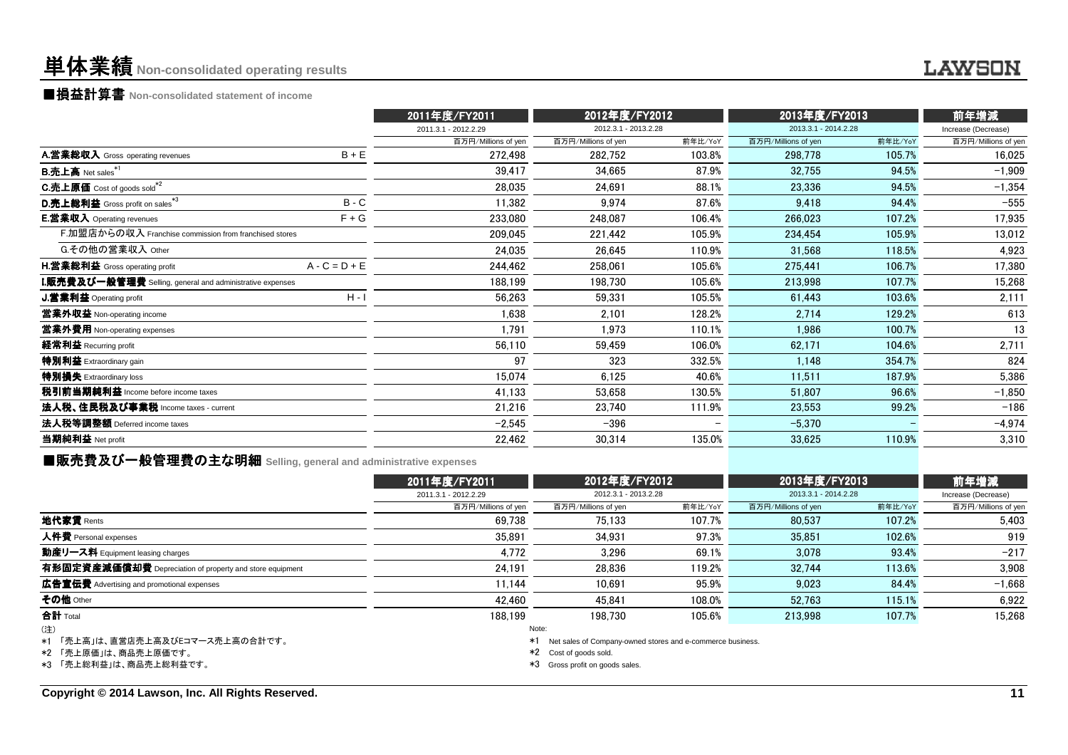# 単体業績 Non-consolidated operating results

## ■損益計算書 Non-consolidated statement of income

| | | 2011年度/FY2011 | 2012年度/FY2012 | | 2013年度/FY2013 | | 前年増減 |
|---|---|---|---|---|---|---|---|
| | | 2011.3.1 - 2012.2.29 | 2012.3.1 - 2013.2.28 | | 2013.3.1 - 2014.2.28 | | Increase (Decrease) |
| | | 百万円/Millions of yen | 百万円/Millions of yen | 前年比/YoY | 百万円/Millions of yen | 前年比/YoY | 百万円/Millions of yen |
| **A.営業総収入** Gross operating revenues | B + E | 272,498 | 282,752 | 103.8% | 298,778 | 105.7% | 16,025 |
| **B.売上高** Net sales*1 | | 39,417 | 34,665 | 87.9% | 32,755 | 94.5% | −1,909 |
| **C.売上原価** Cost of goods sold*2 | | 28,035 | 24,691 | 88.1% | 23,336 | 94.5% | −1,354 |
| **D.売上総利益** Gross profit on sales*3 | B - C | 11,382 | 9,974 | 87.6% | 9,418 | 94.4% | −555 |
| **E.営業収入** Operating revenues | F + G | 233,080 | 248,087 | 106.4% | 266,023 | 107.2% | 17,935 |
| F.加盟店からの収入 Franchise commission from franchised stores | | 209,045 | 221,442 | 105.9% | 234,454 | 105.9% | 13,012 |
| G.その他の営業収入 Other | | 24,035 | 26,645 | 110.9% | 31,568 | 118.5% | 4,923 |
| **H.営業総利益** Gross operating profit | A - C = D + E | 244,462 | 258,061 | 105.6% | 275,441 | 106.7% | 17,380 |
| **I.販売費及び一般管理費** Selling, general and administrative expenses | | 188,199 | 198,730 | 105.6% | 213,998 | 107.7% | 15,268 |
| **J.営業利益** Operating profit | H - I | 56,263 | 59,331 | 105.5% | 61,443 | 103.6% | 2,111 |
| **営業外収益** Non-operating income | | 1,638 | 2,101 | 128.2% | 2,714 | 129.2% | 613 |
| **営業外費用** Non-operating expenses | | 1,791 | 1,973 | 110.1% | 1,986 | 100.7% | 13 |
| **経常利益** Recurring profit | | 56,110 | 59,459 | 106.0% | 62,171 | 104.6% | 2,711 |
| **特別利益** Extraordinary gain | | 97 | 323 | 332.5% | 1,148 | 354.7% | 824 |
| **特別損失** Extraordinary loss | | 15,074 | 6,125 | 40.6% | 11,511 | 187.9% | 5,386 |
| **税引前当期純利益** Income before income taxes | | 41,133 | 53,658 | 130.5% | 51,807 | 96.6% | −1,850 |
| **法人税、住民税及び事業税** Income taxes - current | | 21,216 | 23,740 | 111.9% | 23,553 | 99.2% | −186 |
| **法人税等調整額** Deferred income taxes | | −2,545 | −396 | − | −5,370 | − | −4,974 |
| **当期純利益** Net profit | | 22,462 | 30,314 | 135.0% | 33,625 | 110.9% | 3,310 |

## ■販売費及び一般管理費の主な明細 Selling, general and administrative expenses

| | 2011年度/FY2011 | 2012年度/FY2012 | | 2013年度/FY2013 | | 前年増減 |
|---|---|---|---|---|---|---|
| | 2011.3.1 - 2012.2.29 | 2012.3.1 - 2013.2.28 | | 2013.3.1 - 2014.2.28 | | Increase (Decrease) |
| | 百万円/Millions of yen | 百万円/Millions of yen | 前年比/YoY | 百万円/Millions of yen | 前年比/YoY | 百万円/Millions of yen |
| **地代家賃** Rents | 69,738 | 75,133 | 107.7% | 80,537 | 107.2% | 5,403 |
| **人件費** Personal expenses | 35,891 | 34,931 | 97.3% | 35,851 | 102.6% | 919 |
| **動産リース料** Equipment leasing charges | 4,772 | 3,296 | 69.1% | 3,078 | 93.4% | −217 |
| **有形固定資産減価償却費** Depreciation of property and store equipment | 24,191 | 28,836 | 119.2% | 32,744 | 113.6% | 3,908 |
| **広告宣伝費** Advertising and promotional expenses | 11,144 | 10,691 | 95.9% | 9,023 | 84.4% | −1,668 |
| **その他** Other | 42,460 | 45,841 | 108.0% | 52,763 | 115.1% | 6,922 |
| **合計** Total | 188,199 | 198,730 | 105.6% | 213,998 | 107.7% | 15,268 |

(注)
*1 「売上高」は、直営店売上高及びEコマース売上高の合計です。
*2 「売上原価」は、商品売上原価です。
*3 「売上総利益」は、商品売上総利益です。

Note:
*1 Net sales of Company-owned stores and e-commerce business.
*2 Cost of goods sold.
*3 Gross profit on goods sales.

Copyright © 2014 Lawson, Inc. All Rights Reserved.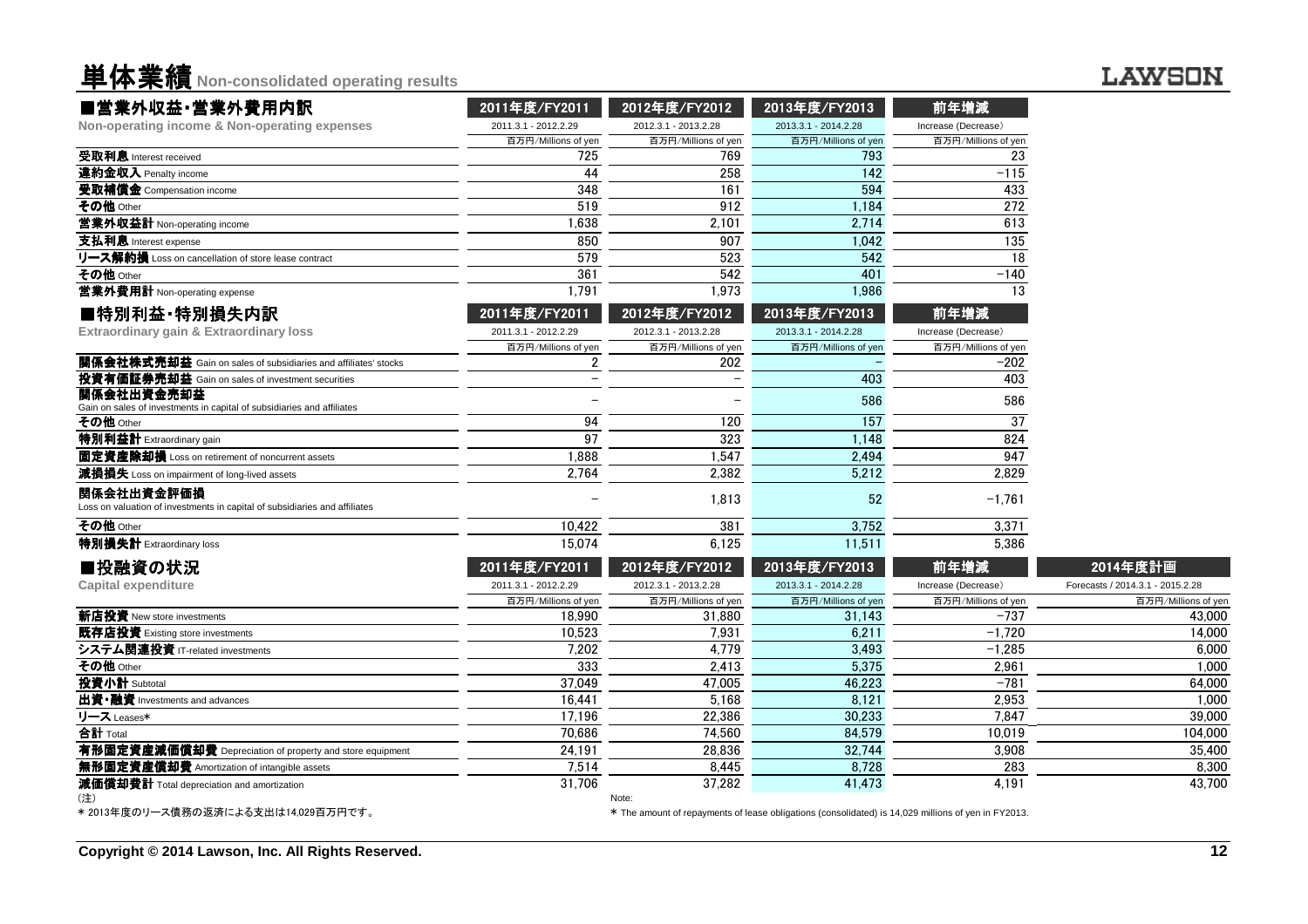# 単体業績 Non-consolidated operating results

## ■営業外収益・営業外費用内訳
**Non-operating income & Non-operating expenses**

| | 2011年度/FY2011 | 2012年度/FY2012 | 2013年度/FY2013 | 前年増減 |
|---|---|---|---|---|
| | 2011.3.1 - 2012.2.29 | 2012.3.1 - 2013.2.28 | 2013.3.1 - 2014.2.28 | Increase (Decrease) |
| | 百万円/Millions of yen | 百万円/Millions of yen | 百万円/Millions of yen | 百万円/Millions of yen |
| **受取利息** Interest received | 725 | 769 | 793 | 23 |
| **違約金収入** Penalty income | 44 | 258 | 142 | −115 |
| **受取補償金** Compensation income | 348 | 161 | 594 | 433 |
| **その他** Other | 519 | 912 | 1,184 | 272 |
| **営業外収益計** Non-operating income | 1,638 | 2,101 | 2,714 | 613 |
| **支払利息** Interest expense | 850 | 907 | 1,042 | 135 |
| **リース解約損** Loss on cancellation of store lease contract | 579 | 523 | 542 | 18 |
| **その他** Other | 361 | 542 | 401 | −140 |
| **営業外費用計** Non-operating expense | 1,791 | 1,973 | 1,986 | 13 |

## ■特別利益・特別損失内訳
**Extraordinary gain & Extraordinary loss**

| | 2011年度/FY2011 | 2012年度/FY2012 | 2013年度/FY2013 | 前年増減 |
|---|---|---|---|---|
| | 2011.3.1 - 2012.2.29 | 2012.3.1 - 2013.2.28 | 2013.3.1 - 2014.2.28 | Increase (Decrease) |
| | 百万円/Millions of yen | 百万円/Millions of yen | 百万円/Millions of yen | 百万円/Millions of yen |
| **関係会社株式売却益** Gain on sales of subsidiaries and affiliates' stocks | 2 | 202 | − | −202 |
| **投資有価証券売却益** Gain on sales of investment securities | − | − | 403 | 403 |
| **関係会社出資金売却益** Gain on sales of investments in capital of subsidiaries and affiliates | − | − | 586 | 586 |
| **その他** Other | 94 | 120 | 157 | 37 |
| **特別利益計** Extraordinary gain | 97 | 323 | 1,148 | 824 |
| **固定資産除却損** Loss on retirement of noncurrent assets | 1,888 | 1,547 | 2,494 | 947 |
| **減損損失** Loss on impairment of long-lived assets | 2,764 | 2,382 | 5,212 | 2,829 |
| **関係会社出資金評価損** Loss on valuation of investments in capital of subsidiaries and affiliates | − | 1,813 | 52 | −1,761 |
| **その他** Other | 10,422 | 381 | 3,752 | 3,371 |
| **特別損失計** Extraordinary loss | 15,074 | 6,125 | 11,511 | 5,386 |

## ■投融資の状況
**Capital expenditure**

| | 2011年度/FY2011 | 2012年度/FY2012 | 2013年度/FY2013 | 前年増減 | 2014年度計画 |
|---|---|---|---|---|---|
| | 2011.3.1 - 2012.2.29 | 2012.3.1 - 2013.2.28 | 2013.3.1 - 2014.2.28 | Increase (Decrease) | Forecasts / 2014.3.1 - 2015.2.28 |
| | 百万円/Millions of yen | 百万円/Millions of yen | 百万円/Millions of yen | 百万円/Millions of yen | 百万円/Millions of yen |
| **新店投資** New store investments | 18,990 | 31,880 | 31,143 | −737 | 43,000 |
| **既存店投資** Existing store investments | 10,523 | 7,931 | 6,211 | −1,720 | 14,000 |
| **システム関連投資** IT-related investments | 7,202 | 4,779 | 3,493 | −1,285 | 6,000 |
| **その他** Other | 333 | 2,413 | 5,375 | 2,961 | 1,000 |
| **投資小計** Subtotal | 37,049 | 47,005 | 46,223 | −781 | 64,000 |
| **出資・融資** Investments and advances | 16,441 | 5,168 | 8,121 | 2,953 | 1,000 |
| **リース** Leases* | 17,196 | 22,386 | 30,233 | 7,847 | 39,000 |
| **合計** Total | 70,686 | 74,560 | 84,579 | 10,019 | 104,000 |
| **有形固定資産減価償却費** Depreciation of property and store equipment | 24,191 | 28,836 | 32,744 | 3,908 | 35,400 |
| **無形固定資産償却費** Amortization of intangible assets | 7,514 | 8,445 | 8,728 | 283 | 8,300 |
| **減価償却費計** Total depreciation and amortization | 31,706 | 37,282 | 41,473 | 4,191 | 43,700 |

(注)
＊2013年度のリース債務の返済による支出は14,029百万円です。

Note:
＊ The amount of repayments of lease obligations (consolidated) is 14,029 millions of yen in FY2013.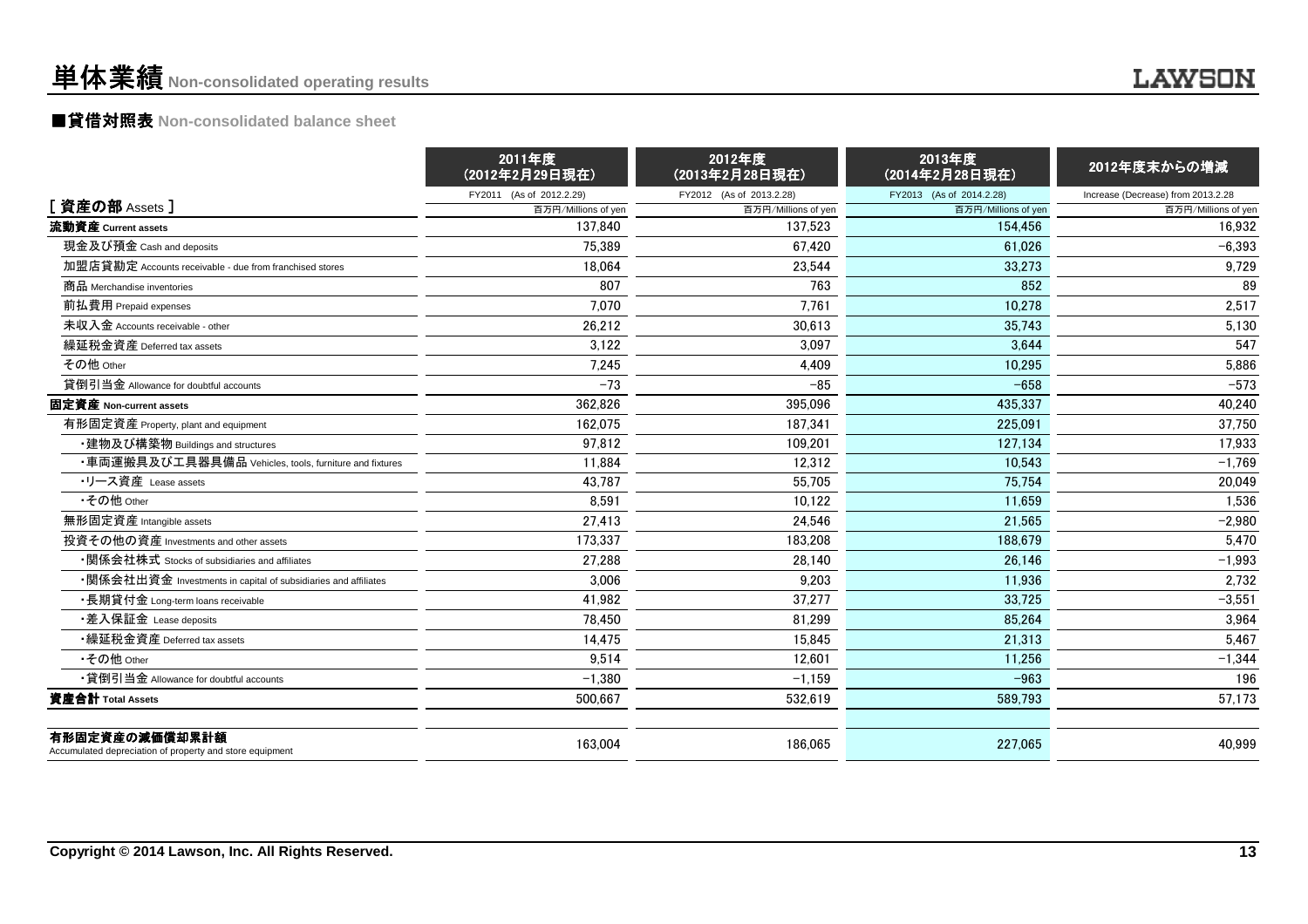# 単体業績 Non-consolidated operating results

## ■貸借対照表 Non-consolidated balance sheet

| [ 資産の部 Assets ] | 2011年度（2012年2月29日現在） FY2011 (As of 2012.2.29) 百万円/Millions of yen | 2012年度（2013年2月28日現在） FY2012 (As of 2013.2.28) 百万円/Millions of yen | 2013年度（2014年2月28日現在） FY2013 (As of 2014.2.28) 百万円/Millions of yen | 2012年度末からの増減 Increase (Decrease) from 2013.2.28 百万円/Millions of yen |
|---|---|---|---|---|
| **流動資産 Current assets** | 137,840 | 137,523 | 154,456 | 16,932 |
| 現金及び預金 Cash and deposits | 75,389 | 67,420 | 61,026 | −6,393 |
| 加盟店貸勘定 Accounts receivable - due from franchised stores | 18,064 | 23,544 | 33,273 | 9,729 |
| 商品 Merchandise inventories | 807 | 763 | 852 | 89 |
| 前払費用 Prepaid expenses | 7,070 | 7,761 | 10,278 | 2,517 |
| 未収入金 Accounts receivable - other | 26,212 | 30,613 | 35,743 | 5,130 |
| 繰延税金資産 Deferred tax assets | 3,122 | 3,097 | 3,644 | 547 |
| その他 Other | 7,245 | 4,409 | 10,295 | 5,886 |
| 貸倒引当金 Allowance for doubtful accounts | −73 | −85 | −658 | −573 |
| **固定資産 Non-current assets** | 362,826 | 395,096 | 435,337 | 40,240 |
| 有形固定資産 Property, plant and equipment | 162,075 | 187,341 | 225,091 | 37,750 |
| ・建物及び構築物 Buildings and structures | 97,812 | 109,201 | 127,134 | 17,933 |
| ・車両運搬具及び工具器具備品 Vehicles, tools, furniture and fixtures | 11,884 | 12,312 | 10,543 | −1,769 |
| ・リース資産 Lease assets | 43,787 | 55,705 | 75,754 | 20,049 |
| ・その他 Other | 8,591 | 10,122 | 11,659 | 1,536 |
| 無形固定資産 Intangible assets | 27,413 | 24,546 | 21,565 | −2,980 |
| 投資その他の資産 Investments and other assets | 173,337 | 183,208 | 188,679 | 5,470 |
| ・関係会社株式 Stocks of subsidiaries and affiliates | 27,288 | 28,140 | 26,146 | −1,993 |
| ・関係会社出資金 Investments in capital of subsidiaries and affiliates | 3,006 | 9,203 | 11,936 | 2,732 |
| ・長期貸付金 Long-term loans receivable | 41,982 | 37,277 | 33,725 | −3,551 |
| ・差入保証金 Lease deposits | 78,450 | 81,299 | 85,264 | 3,964 |
| ・繰延税金資産 Deferred tax assets | 14,475 | 15,845 | 21,313 | 5,467 |
| ・その他 Other | 9,514 | 12,601 | 11,256 | −1,344 |
| ・貸倒引当金 Allowance for doubtful accounts | −1,380 | −1,159 | −963 | 196 |
| **資産合計 Total Assets** | 500,667 | 532,619 | 589,793 | 57,173 |
| **有形固定資産の減価償却累計額** Accumulated depreciation of property and store equipment | 163,004 | 186,065 | 227,065 | 40,999 |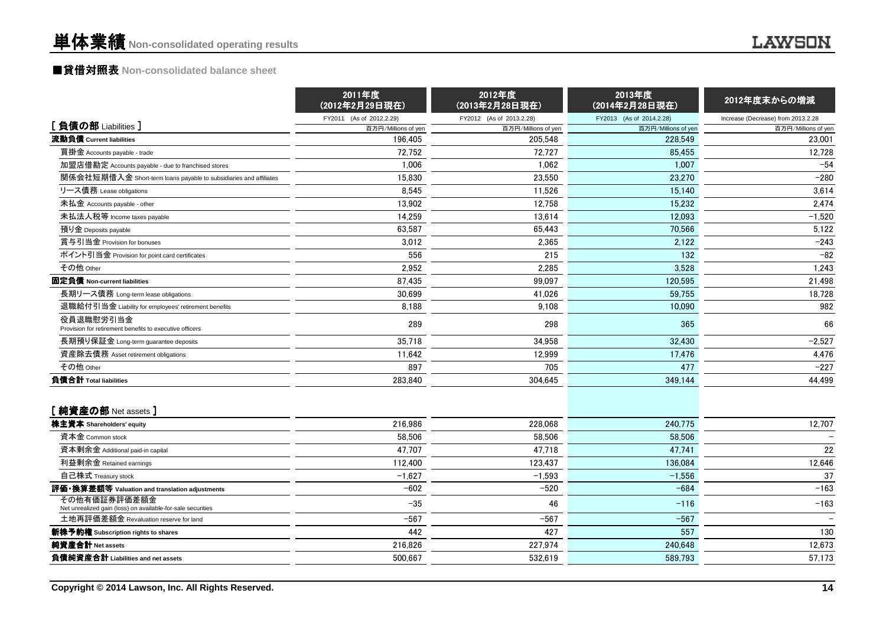# 単体業績 Non-consolidated operating results

## ■貸借対照表 Non-consolidated balance sheet

| | 2011年度（2012年2月29日現在） FY2011 (As of 2012.2.29) 百万円/Millions of yen | 2012年度（2013年2月28日現在） FY2012 (As of 2013.2.28) 百万円/Millions of yen | 2013年度（2014年2月28日現在） FY2013 (As of 2014.2.28) 百万円/Millions of yen | 2012年度末からの増減 Increase (Decrease) from 2013.2.28 百万円/Millions of yen |
|---|---|---|---|---|
| **[ 負債の部 Liabilities ]** | | | | |
| **流動負債 Current liabilities** | 196,405 | 205,548 | 228,549 | 23,001 |
| 買掛金 Accounts payable - trade | 72,752 | 72,727 | 85,455 | 12,728 |
| 加盟店借勘定 Accounts payable - due to franchised stores | 1,006 | 1,062 | 1,007 | −54 |
| 関係会社短期借入金 Short-term loans payable to subsidiaries and affiliates | 15,830 | 23,550 | 23,270 | −280 |
| リース債務 Lease obligations | 8,545 | 11,526 | 15,140 | 3,614 |
| 未払金 Accounts payable - other | 13,902 | 12,758 | 15,232 | 2,474 |
| 未払法人税等 Income taxes payable | 14,259 | 13,614 | 12,093 | −1,520 |
| 預り金 Deposits payable | 63,587 | 65,443 | 70,566 | 5,122 |
| 賞与引当金 Provision for bonuses | 3,012 | 2,365 | 2,122 | −243 |
| ポイント引当金 Provision for point card certificates | 556 | 215 | 132 | −82 |
| その他 Other | 2,952 | 2,285 | 3,528 | 1,243 |
| **固定負債 Non-current liabilities** | 87,435 | 99,097 | 120,595 | 21,498 |
| 長期リース債務 Long-term lease obligations | 30,699 | 41,026 | 59,755 | 18,728 |
| 退職給付引当金 Liability for employees' retirement benefits | 8,188 | 9,108 | 10,090 | 982 |
| 役員退職慰労引当金 Provision for retirement benefits to executive officers | 289 | 298 | 365 | 66 |
| 長期預り保証金 Long-term guarantee deposits | 35,718 | 34,958 | 32,430 | −2,527 |
| 資産除去債務 Asset retirement obligations | 11,642 | 12,999 | 17,476 | 4,476 |
| その他 Other | 897 | 705 | 477 | −227 |
| **負債合計 Total liabilities** | 283,840 | 304,645 | 349,144 | 44,499 |
| **[ 純資産の部 Net assets ]** | | | | |
| **株主資本 Shareholders' equity** | 216,986 | 228,068 | 240,775 | 12,707 |
| 資本金 Common stock | 58,506 | 58,506 | 58,506 | − |
| 資本剰余金 Additional paid-in capital | 47,707 | 47,718 | 47,741 | 22 |
| 利益剰余金 Retained earnings | 112,400 | 123,437 | 136,084 | 12,646 |
| 自己株式 Treasury stock | −1,627 | −1,593 | −1,556 | 37 |
| **評価・換算差額等 Valuation and translation adjustments** | −602 | −520 | −684 | −163 |
| その他有価証券評価差額金 Net unrealized gain (loss) on available-for-sale securities | −35 | 46 | −116 | −163 |
| 土地再評価差額金 Revaluation reserve for land | −567 | −567 | −567 | − |
| **新株予約権 Subscription rights to shares** | 442 | 427 | 557 | 130 |
| **純資産合計 Net assets** | 216,826 | 227,974 | 240,648 | 12,673 |
| **負債純資産合計 Liabilities and net assets** | 500,667 | 532,619 | 589,793 | 57,173 |

Copyright © 2014 Lawson, Inc. All Rights Reserved.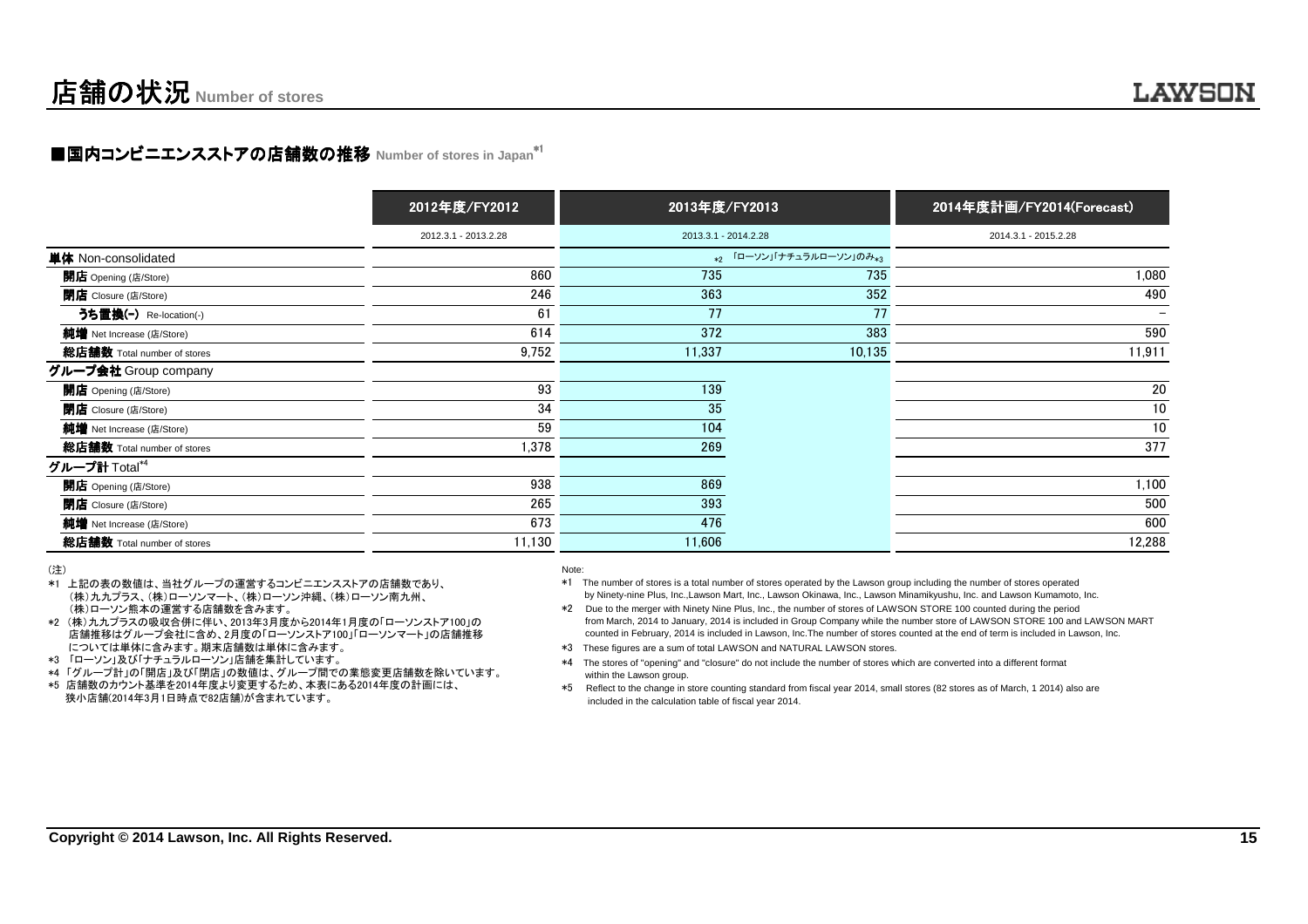# 店舗の状況 Number of stores

## ■国内コンビニエンスストアの店舗数の推移 Number of stores in Japan[*1]

| | 2012年度/FY2012 | 2013年度/FY2013 | | 2014年度計画/FY2014(Forecast) |
|---|---|---|---|---|
| | 2012.3.1 - 2013.2.28 | 2013.3.1 - 2014.2.28 | | 2014.3.1 - 2015.2.28 |
| **単体** Non-consolidated | | *2 | 「ローソン」「ナチュラルローソン」のみ*3 | |
| **開店** Opening (店/Store) | 860 | 735 | 735 | 1,080 |
| **閉店** Closure (店/Store) | 246 | 363 | 352 | 490 |
| **うち置換(-)** Re-location(-) | 61 | 77 | 77 | – |
| **純増** Net Increase (店/Store) | 614 | 372 | 383 | 590 |
| **総店舗数** Total number of stores | 9,752 | 11,337 | 10,135 | 11,911 |
| **グループ会社** Group company | | | | |
| **開店** Opening (店/Store) | 93 | 139 | | 20 |
| **閉店** Closure (店/Store) | 34 | 35 | | 10 |
| **純増** Net Increase (店/Store) | 59 | 104 | | 10 |
| **総店舗数** Total number of stores | 1,378 | 269 | | 377 |
| **グループ計** Total[*4] | | | | |
| **開店** Opening (店/Store) | 938 | 869 | | 1,100 |
| **閉店** Closure (店/Store) | 265 | 393 | | 500 |
| **純増** Net Increase (店/Store) | 673 | 476 | | 600 |
| **総店舗数** Total number of stores | 11,130 | 11,606 | | 12,288 |

(注)
*1 上記の表の数値は、当社グループの運営するコンビニエンスストアの店舗数であり、（株）九九プラス、（株）ローソンマート、（株）ローソン沖縄、（株）ローソン南九州、（株）ローソン熊本の運営する店舗数を含みます。
*2 （株）九九プラスの吸収合併に伴い、2013年3月度から2014年1月度の「ローソンストア100」の店舗推移はグループ会社に含め、2月度の「ローソンストア100」「ローソンマート」の店舗推移については単体に含みます。期末店舗数は単体に含みます。
*3 「ローソン」及び「ナチュラルローソン」店舗を集計しています。
*4 「グループ計」の「開店」及び「閉店」の数値は、グループ間での業態変更店舗数を除いています。
*5 店舗数のカウント基準を2014年度より変更するため、本表にある2014年度の計画には、狭小店舗(2014年3月1日時点で82店舗)が含まれています。

Note:
*1 The number of stores is a total number of stores operated by the Lawson group including the number of stores operated by Ninety-nine Plus, Inc.,Lawson Mart, Inc., Lawson Okinawa, Inc., Lawson Minamikyushu, Inc. and Lawson Kumamoto, Inc.
*2 Due to the merger with Ninety Nine Plus, Inc., the number of stores of LAWSON STORE 100 counted during the period from March, 2014 to January, 2014 is included in Group Company while the number store of LAWSON STORE 100 and LAWSON MART counted in February, 2014 is included in Lawson, Inc.The number of stores counted at the end of term is included in Lawson, Inc.
*3 These figures are a sum of total LAWSON and NATURAL LAWSON stores.
*4 The stores of "opening" and "closure" do not include the number of stores which are converted into a different format within the Lawson group.
*5 Reflect to the change in store counting standard from fiscal year 2014, small stores (82 stores as of March, 1 2014) also are included in the calculation table of fiscal year 2014.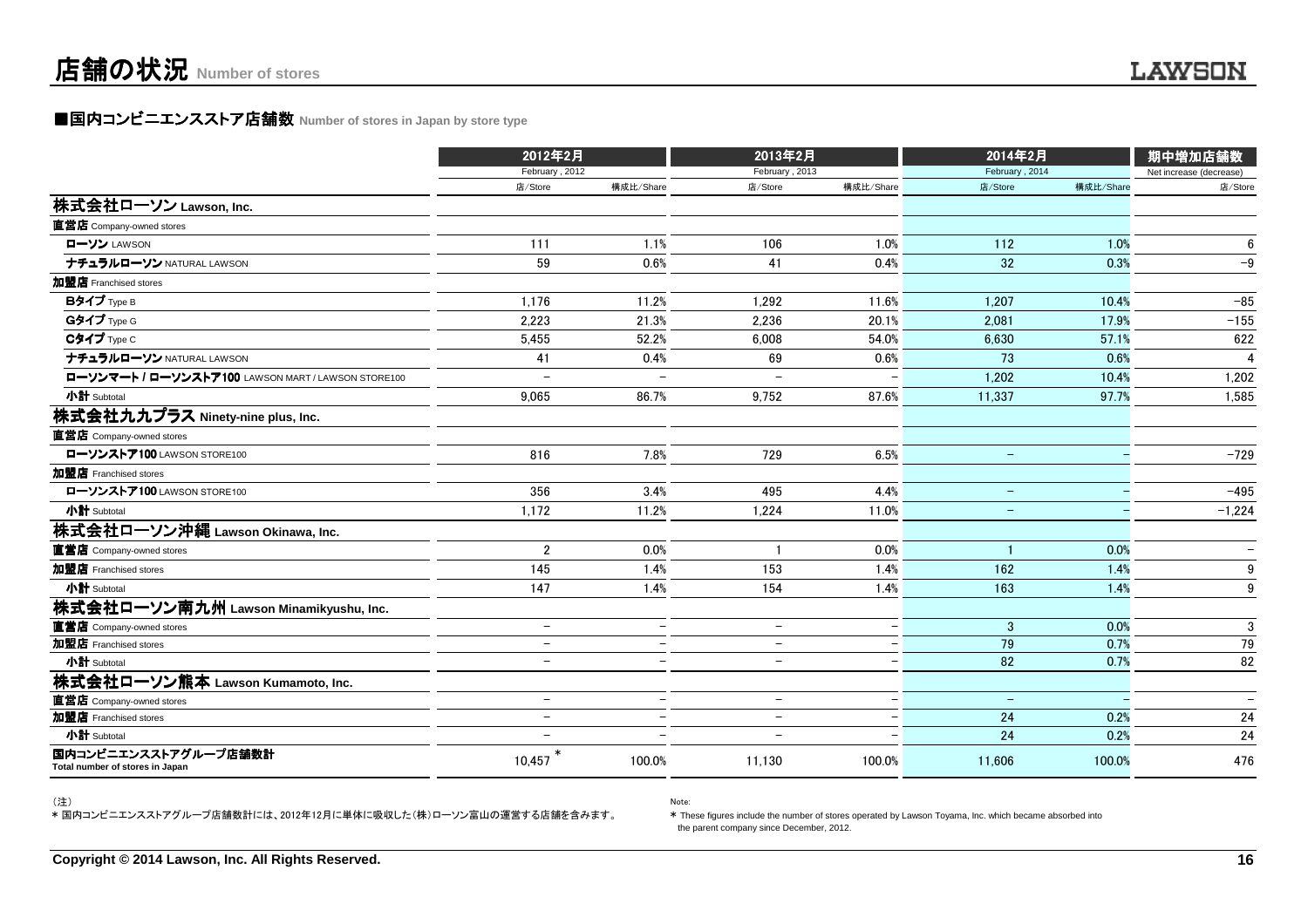# 店舗の状況 Number of stores

## ■国内コンビニエンスストア店舗数 Number of stores in Japan by store type

| | 2012年2月 February , 2012 | | 2013年2月 February , 2013 | | 2014年2月 February , 2014 | | 期中増加店舗数 Net increase (decrease) |
|---|---|---|---|---|---|---|---|
| | 店/Store | 構成比/Share | 店/Store | 構成比/Share | 店/Store | 構成比/Share | 店/Store |
| **株式会社ローソン Lawson, Inc.** | | | | | | | |
| **直営店** Company-owned stores | | | | | | | |
| **ローソン** LAWSON | 111 | 1.1% | 106 | 1.0% | 112 | 1.0% | 6 |
| **ナチュラルローソン** NATURAL LAWSON | 59 | 0.6% | 41 | 0.4% | 32 | 0.3% | −9 |
| **加盟店** Franchised stores | | | | | | | |
| **Bタイプ** Type B | 1,176 | 11.2% | 1,292 | 11.6% | 1,207 | 10.4% | −85 |
| **Gタイプ** Type G | 2,223 | 21.3% | 2,236 | 20.1% | 2,081 | 17.9% | −155 |
| **Cタイプ** Type C | 5,455 | 52.2% | 6,008 | 54.0% | 6,630 | 57.1% | 622 |
| **ナチュラルローソン** NATURAL LAWSON | 41 | 0.4% | 69 | 0.6% | 73 | 0.6% | 4 |
| **ローソンマート / ローソンストア100** LAWSON MART / LAWSON STORE100 | − | − | − | − | 1,202 | 10.4% | 1,202 |
| **小計** Subtotal | 9,065 | 86.7% | 9,752 | 87.6% | 11,337 | 97.7% | 1,585 |
| **株式会社九九プラス Ninety-nine plus, Inc.** | | | | | | | |
| **直営店** Company-owned stores | | | | | | | |
| **ローソンストア100** LAWSON STORE100 | 816 | 7.8% | 729 | 6.5% | − | − | −729 |
| **加盟店** Franchised stores | | | | | | | |
| **ローソンストア100** LAWSON STORE100 | 356 | 3.4% | 495 | 4.4% | − | − | −495 |
| **小計** Subtotal | 1,172 | 11.2% | 1,224 | 11.0% | − | − | −1,224 |
| **株式会社ローソン沖縄 Lawson Okinawa, Inc.** | | | | | | | |
| **直営店** Company-owned stores | 2 | 0.0% | 1 | 0.0% | 1 | 0.0% | − |
| **加盟店** Franchised stores | 145 | 1.4% | 153 | 1.4% | 162 | 1.4% | 9 |
| **小計** Subtotal | 147 | 1.4% | 154 | 1.4% | 163 | 1.4% | 9 |
| **株式会社ローソン南九州 Lawson Minamikyushu, Inc.** | | | | | | | |
| **直営店** Company-owned stores | − | − | − | − | 3 | 0.0% | 3 |
| **加盟店** Franchised stores | − | − | − | − | 79 | 0.7% | 79 |
| **小計** Subtotal | − | − | − | − | 82 | 0.7% | 82 |
| **株式会社ローソン熊本 Lawson Kumamoto, Inc.** | | | | | | | |
| **直営店** Company-owned stores | − | − | − | − | − | − | − |
| **加盟店** Franchised stores | − | − | − | − | 24 | 0.2% | 24 |
| **小計** Subtotal | − | − | − | − | 24 | 0.2% | 24 |
| **国内コンビニエンスストアグループ店舗数計** Total number of stores in Japan | 10,457 * | 100.0% | 11,130 | 100.0% | 11,606 | 100.0% | 476 |

（注）
* 国内コンビニエンスストアグループ店舗数計には、2012年12月に単体に吸収した(株)ローソン富山の運営する店舗を含みます。

Note:
* These figures include the number of stores operated by Lawson Toyama, Inc. which became absorbed into the parent company since December, 2012.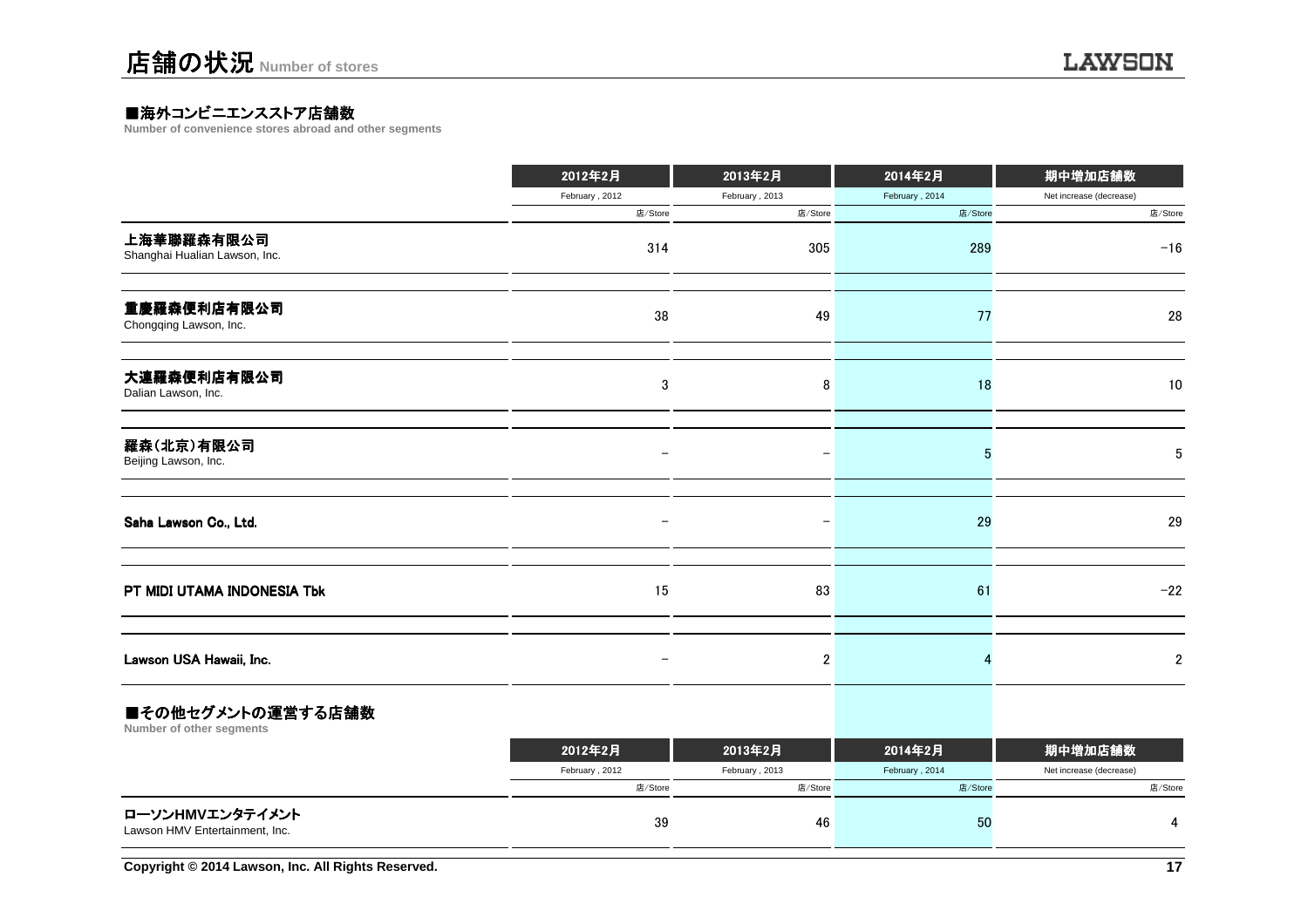# 店舗の状況 Number of stores

### ■海外コンビニエンスストア店舗数
Number of convenience stores abroad and other segments

| | 2012年2月 | 2013年2月 | 2014年2月 | 期中増加店舗数 |
|---|---|---|---|---|
| | February , 2012 | February , 2013 | February , 2014 | Net increase (decrease) |
| | 店/Store | 店/Store | 店/Store | 店/Store |
| 上海華聯羅森有限公司 Shanghai Hualian Lawson, Inc. | 314 | 305 | 289 | −16 |
| 重慶羅森便利店有限公司 Chongqing Lawson, Inc. | 38 | 49 | 77 | 28 |
| 大連羅森便利店有限公司 Dalian Lawson, Inc. | 3 | 8 | 18 | 10 |
| 羅森(北京)有限公司 Beijing Lawson, Inc. | − | − | 5 | 5 |
| Saha Lawson Co., Ltd. | − | − | 29 | 29 |
| PT MIDI UTAMA INDONESIA Tbk | 15 | 83 | 61 | −22 |
| Lawson USA Hawaii, Inc. | − | 2 | 4 | 2 |

### ■その他セグメントの運営する店舗数
Number of other segments

| | 2012年2月 | 2013年2月 | 2014年2月 | 期中増加店舗数 |
|---|---|---|---|---|
| | February , 2012 | February , 2013 | February , 2014 | Net increase (decrease) |
| | 店/Store | 店/Store | 店/Store | 店/Store |
| ローソンHMVエンタテイメント Lawson HMV Entertainment, Inc. | 39 | 46 | 50 | 4 |

Copyright © 2014 Lawson, Inc. All Rights Reserved.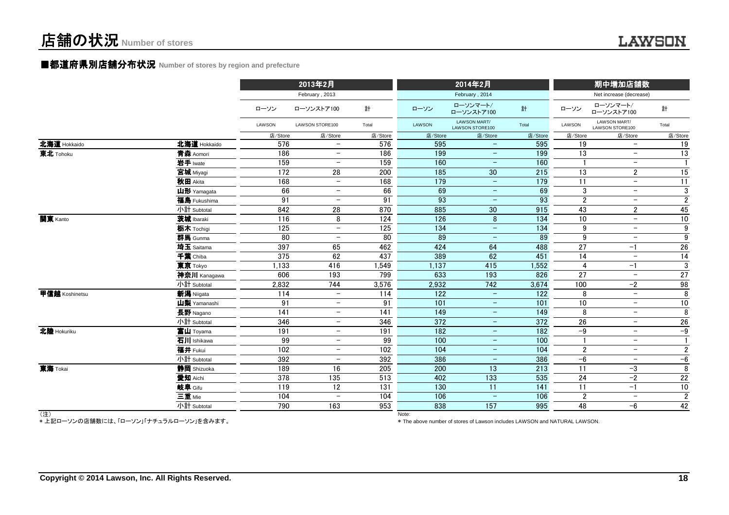# 店舗の状況 Number of stores

## ■都道府県別店舗分布状況 Number of stores by region and prefecture

| | | 2013年2月 February, 2013 | | | 2014年2月 February, 2014 | | | 期中増加店舗数 Net increase (decrease) | | |
|---|---|---|---|---|---|---|---|---|---|---|
| | | ローソン LAWSON | ローソンストア100 LAWSON STORE100 | 計 Total | ローソン LAWSON | ローソンマート/ローソンストア100 LAWSON MART/LAWSON STORE100 | 計 Total | ローソン LAWSON | ローソンマート/ローソンストア100 LAWSON MART/LAWSON STORE100 | 計 Total |
| | | 店/Store | 店/Store | 店/Store | 店/Store | 店/Store | 店/Store | 店/Store | 店/Store | 店/Store |
| 北海道 Hokkaido | 北海道 Hokkaido | 576 | − | 576 | 595 | − | 595 | 19 | − | 19 |
| 東北 Tohoku | 青森 Aomori | 186 | − | 186 | 199 | − | 199 | 13 | − | 13 |
| | 岩手 Iwate | 159 | − | 159 | 160 | − | 160 | 1 | − | 1 |
| | 宮城 Miyagi | 172 | 28 | 200 | 185 | 30 | 215 | 13 | 2 | 15 |
| | 秋田 Akita | 168 | − | 168 | 179 | − | 179 | 11 | − | 11 |
| | 山形 Yamagata | 66 | − | 66 | 69 | − | 69 | 3 | − | 3 |
| | 福島 Fukushima | 91 | − | 91 | 93 | − | 93 | 2 | − | 2 |
| | 小計 Subtotal | 842 | 28 | 870 | 885 | 30 | 915 | 43 | 2 | 45 |
| 関東 Kanto | 茨城 Ibaraki | 116 | 8 | 124 | 126 | 8 | 134 | 10 | − | 10 |
| | 栃木 Tochigi | 125 | − | 125 | 134 | − | 134 | 9 | − | 9 |
| | 群馬 Gunma | 80 | − | 80 | 89 | − | 89 | 9 | − | 9 |
| | 埼玉 Saitama | 397 | 65 | 462 | 424 | 64 | 488 | 27 | −1 | 26 |
| | 千葉 Chiba | 375 | 62 | 437 | 389 | 62 | 451 | 14 | − | 14 |
| | 東京 Tokyo | 1,133 | 416 | 1,549 | 1,137 | 415 | 1,552 | 4 | −1 | 3 |
| | 神奈川 Kanagawa | 606 | 193 | 799 | 633 | 193 | 826 | 27 | − | 27 |
| | 小計 Subtotal | 2,832 | 744 | 3,576 | 2,932 | 742 | 3,674 | 100 | −2 | 98 |
| 甲信越 Koshinetsu | 新潟 Niigata | 114 | − | 114 | 122 | − | 122 | 8 | − | 8 |
| | 山梨 Yamanashi | 91 | − | 91 | 101 | − | 101 | 10 | − | 10 |
| | 長野 Nagano | 141 | − | 141 | 149 | − | 149 | 8 | − | 8 |
| | 小計 Subtotal | 346 | − | 346 | 372 | − | 372 | 26 | − | 26 |
| 北陸 Hokuriku | 富山 Toyama | 191 | − | 191 | 182 | − | 182 | −9 | − | −9 |
| | 石川 Ishikawa | 99 | − | 99 | 100 | − | 100 | 1 | − | 1 |
| | 福井 Fukui | 102 | − | 102 | 104 | − | 104 | 2 | − | 2 |
| | 小計 Subtotal | 392 | − | 392 | 386 | − | 386 | −6 | − | −6 |
| 東海 Tokai | 静岡 Shizuoka | 189 | 16 | 205 | 200 | 13 | 213 | 11 | −3 | 8 |
| | 愛知 Aichi | 378 | 135 | 513 | 402 | 133 | 535 | 24 | −2 | 22 |
| | 岐阜 Gifu | 119 | 12 | 131 | 130 | 11 | 141 | 11 | −1 | 10 |
| | 三重 Mie | 104 | − | 104 | 106 | − | 106 | 2 | − | 2 |
| | 小計 Subtotal | 790 | 163 | 953 | 838 | 157 | 995 | 48 | −6 | 42 |

(注)
＊上記ローソンの店舗数には、「ローソン」「ナチュラルローソン」を含みます。

Note:
* The above number of stores of Lawson includes LAWSON and NATURAL LAWSON.

Copyright © 2014 Lawson, Inc. All Rights Reserved.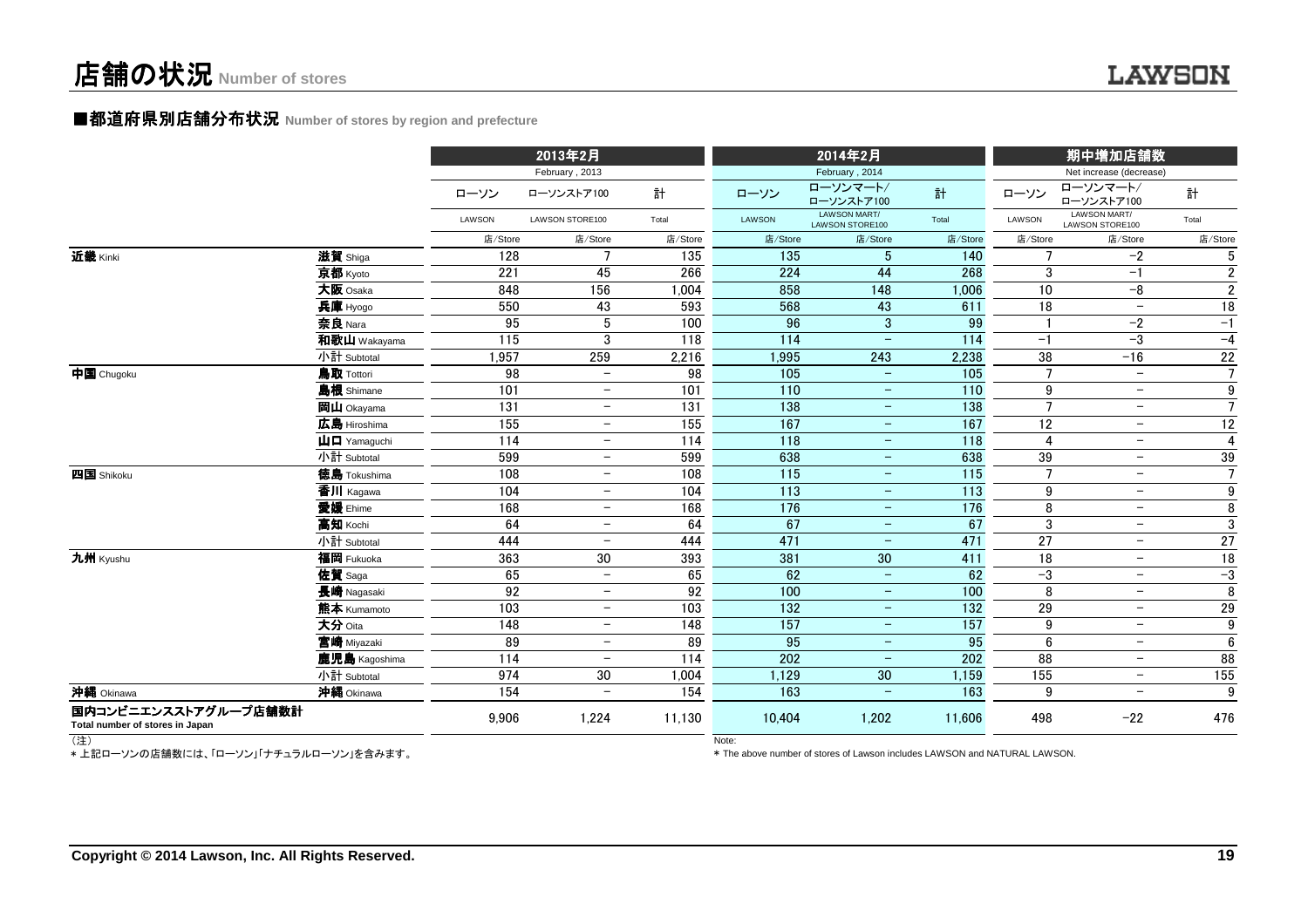# 店舗の状況 Number of stores

## ■都道府県別店舗分布状況 Number of stores by region and prefecture

| | | 2013年2月 February , 2013 | | | 2014年2月 February , 2014 | | | 期中増加店舗数 Net increase (decrease) | | |
|---|---|---|---|---|---|---|---|---|---|---|
| | | ローソン LAWSON | ローソンストア100 LAWSON STORE100 | 計 Total | ローソン LAWSON | ローソンマート/ローソンストア100 LAWSON MART/ LAWSON STORE100 | 計 Total | ローソン LAWSON | ローソンマート/ローソンストア100 LAWSON MART/ LAWSON STORE100 | 計 Total |
| | | 店/Store | 店/Store | 店/Store | 店/Store | 店/Store | 店/Store | 店/Store | 店/Store | 店/Store |
| **近畿** Kinki | **滋賀** Shiga | 128 | 7 | 135 | 135 | 5 | 140 | 7 | −2 | 5 |
| | **京都** Kyoto | 221 | 45 | 266 | 224 | 44 | 268 | 3 | −1 | 2 |
| | **大阪** Osaka | 848 | 156 | 1,004 | 858 | 148 | 1,006 | 10 | −8 | 2 |
| | **兵庫** Hyogo | 550 | 43 | 593 | 568 | 43 | 611 | 18 | − | 18 |
| | **奈良** Nara | 95 | 5 | 100 | 96 | 3 | 99 | 1 | −2 | −1 |
| | **和歌山** Wakayama | 115 | 3 | 118 | 114 | − | 114 | −1 | −3 | −4 |
| | 小計 Subtotal | 1,957 | 259 | 2,216 | 1,995 | 243 | 2,238 | 38 | −16 | 22 |
| **中国** Chugoku | **鳥取** Tottori | 98 | − | 98 | 105 | − | 105 | 7 | − | 7 |
| | **島根** Shimane | 101 | − | 101 | 110 | − | 110 | 9 | − | 9 |
| | **岡山** Okayama | 131 | − | 131 | 138 | − | 138 | 7 | − | 7 |
| | **広島** Hiroshima | 155 | − | 155 | 167 | − | 167 | 12 | − | 12 |
| | **山口** Yamaguchi | 114 | − | 114 | 118 | − | 118 | 4 | − | 4 |
| | 小計 Subtotal | 599 | − | 599 | 638 | − | 638 | 39 | − | 39 |
| **四国** Shikoku | **徳島** Tokushima | 108 | − | 108 | 115 | − | 115 | 7 | − | 7 |
| | **香川** Kagawa | 104 | − | 104 | 113 | − | 113 | 9 | − | 9 |
| | **愛媛** Ehime | 168 | − | 168 | 176 | − | 176 | 8 | − | 8 |
| | **高知** Kochi | 64 | − | 64 | 67 | − | 67 | 3 | − | 3 |
| | 小計 Subtotal | 444 | − | 444 | 471 | − | 471 | 27 | − | 27 |
| **九州** Kyushu | **福岡** Fukuoka | 363 | 30 | 393 | 381 | 30 | 411 | 18 | − | 18 |
| | **佐賀** Saga | 65 | − | 65 | 62 | − | 62 | −3 | − | −3 |
| | **長崎** Nagasaki | 92 | − | 92 | 100 | − | 100 | 8 | − | 8 |
| | **熊本** Kumamoto | 103 | − | 103 | 132 | − | 132 | 29 | − | 29 |
| | **大分** Oita | 148 | − | 148 | 157 | − | 157 | 9 | − | 9 |
| | **宮崎** Miyazaki | 89 | − | 89 | 95 | − | 95 | 6 | − | 6 |
| | **鹿児島** Kagoshima | 114 | − | 114 | 202 | − | 202 | 88 | − | 88 |
| | 小計 Subtotal | 974 | 30 | 1,004 | 1,129 | 30 | 1,159 | 155 | − | 155 |
| **沖縄** Okinawa | **沖縄** Okinawa | 154 | − | 154 | 163 | − | 163 | 9 | − | 9 |
| **国内コンビニエンスストアグループ店舗数計** Total number of stores in Japan | | 9,906 | 1,224 | 11,130 | 10,404 | 1,202 | 11,606 | 498 | −22 | 476 |

（注）
＊上記ローソンの店舗数には、「ローソン」「ナチュラルローソン」を含みます。

Note:
* The above number of stores of Lawson includes LAWSON and NATURAL LAWSON.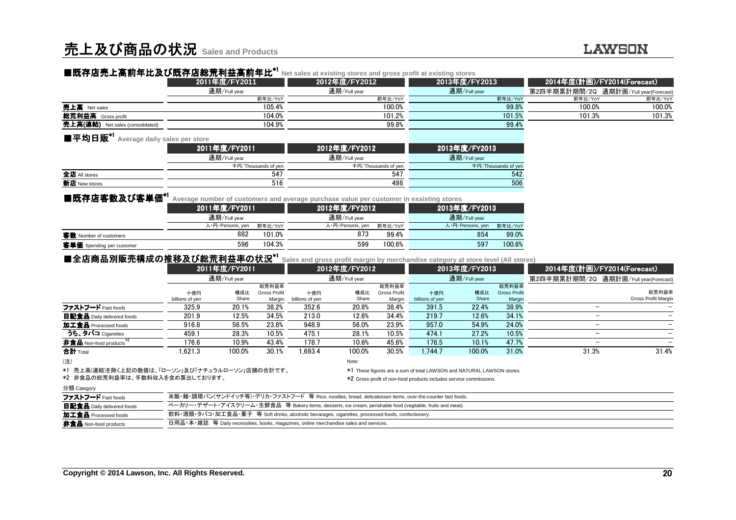# 売上及び商品の状況 Sales and Products

## ■既存店売上高前年比及び既存店総荒利益高前年比[*1] Net sales at existing stores and gross profit at existing stores

| | 2011年度/FY2011 | 2012年度/FY2012 | 2013年度/FY2013 | 2014年度(計画)/FY2014(Forecast) | |
|---|---|---|---|---|---|
| | 通期/Full year | 通期/Full year | 通期/Full year | 第2四半期累計期間/2Q | 通期計画/Full year(Forecast) |
| | 前年比/YoY | 前年比/YoY | 前年比/YoY | 前年比/YoY | 前年比/YoY |
| 売上高 Net sales | 105.4% | 100.0% | 99.8% | 100.0% | 100.0% |
| 総荒利益高 Gross profit | 104.0% | 101.2% | 101.5% | 101.3% | 101.3% |
| 売上高(連結) Net sales (consolidated) | 104.9% | 99.8% | 99.4% | | |

## ■平均日販[*1] Average daily sales per store

| | 2011年度/FY2011 | 2012年度/FY2012 | 2013年度/FY2013 |
|---|---|---|---|
| | 通期/Full year | 通期/Full year | 通期/Full year |
| | 千円/Thousands of yen | 千円/Thousands of yen | 千円/Thousands of yen |
| 全店 All stores | 547 | 547 | 542 |
| 新店 New stores | 516 | 498 | 506 |

## ■既存店客数及び客単価[*1] Average number of customers and average purchase value per customer in exsisting stores

| | 2011年度/FY2011 | | 2012年度/FY2012 | | 2013年度/FY2013 | |
|---|---|---|---|---|---|---|
| | 通期/Full year | | 通期/Full year | | 通期/Full year | |
| | 人・円/Persons, yen | 前年比/YoY | 人・円/Persons, yen | 前年比/YoY | 人・円/Persons, yen | 前年比/YoY |
| 客数 Number of customers | 882 | 101.0% | 873 | 99.4% | 854 | 99.0% |
| 客単価 Spending per customer | 596 | 104.3% | 599 | 100.6% | 597 | 100.8% |

## ■全店商品別販売構成の推移及び総荒利益率の状況[*1] Sales and gross profit margin by merchandise category at store level (All stores)

| | 2011年度/FY2011 | | | 2012年度/FY2012 | | | 2013年度/FY2013 | | | 2014年度(計画)/FY2014(Forecast) | |
|---|---|---|---|---|---|---|---|---|---|---|---|
| | 通期/Full year | | | 通期/Full year | | | 通期/Full year | | | 第2四半期累計期間/2Q | 通期計画/Full year(Forecast) |
| | 十億円 billions of yen | 構成比 Share | 総荒利益率 Gross Profit Margin | 十億円 billions of yen | 構成比 Share | 総荒利益率 Gross Profit Margin | 十億円 billions of yen | 構成比 Share | 総荒利益率 Gross Profit Margin | | 総荒利益率 Gross Profit Margin |
| ファストフード Fast foods | 325.9 | 20.1% | 38.2% | 352.6 | 20.8% | 38.4% | 391.5 | 22.4% | 38.9% | − | − |
| 日配食品 Daily delivered foods | 201.9 | 12.5% | 34.5% | 213.0 | 12.6% | 34.4% | 219.7 | 12.6% | 34.1% | − | − |
| 加工食品 Processed foods | 916.8 | 56.5% | 23.8% | 948.9 | 56.0% | 23.9% | 957.0 | 54.9% | 24.0% | − | − |
| うち、タバコ Cigarettes | 459.1 | 28.3% | 10.5% | 475.1 | 28.1% | 10.5% | 474.1 | 27.2% | 10.5% | − | − |
| 非食品 Non-food products[*2] | 176.6 | 10.9% | 43.4% | 178.7 | 10.6% | 45.6% | 176.5 | 10.1% | 47.7% | − | − |
| 合計 Total | 1,621.3 | 100.0% | 30.1% | 1,693.4 | 100.0% | 30.5% | 1,744.7 | 100.0% | 31.0% | 31.3% | 31.4% |

(注)

*1 売上高(連結)を除く上記の数値は、「ローソン」及び「ナチュラルローソン」店舗の合計です。

*2 非食品の総荒利益率は、手数料収入を含め算出しております。

Note:

*1 These figures are a sum of total LAWSON and NATURAL LAWSON stores.

*2 Gross profit of non-food products includes service commissions.

分類 Category

| | |
|---|---|
| ファストフード Fast foods | 米飯・麺・調理パン(サンドイッチ等)・デリカ・ファストフード 等 Rice, noodles, bread, delicatessen items, over-the-counter fast foods. |
| 日配食品 Daily delivered foods | ベーカリー・デザート・アイスクリーム・生鮮食品 等 Bakery items, desserts, ice cream, perishable food (vegitable, fruits and meat). |
| 加工食品 Processed foods | 飲料・酒類・タバコ・加工食品・菓子 等 Soft drinks, alcoholic bevarages, cigarettes, processed foods, confectionery. |
| 非食品 Non-food products | 日用品・本・雑誌 等 Daily necessities, books, magazines, online merchandise sales and services. |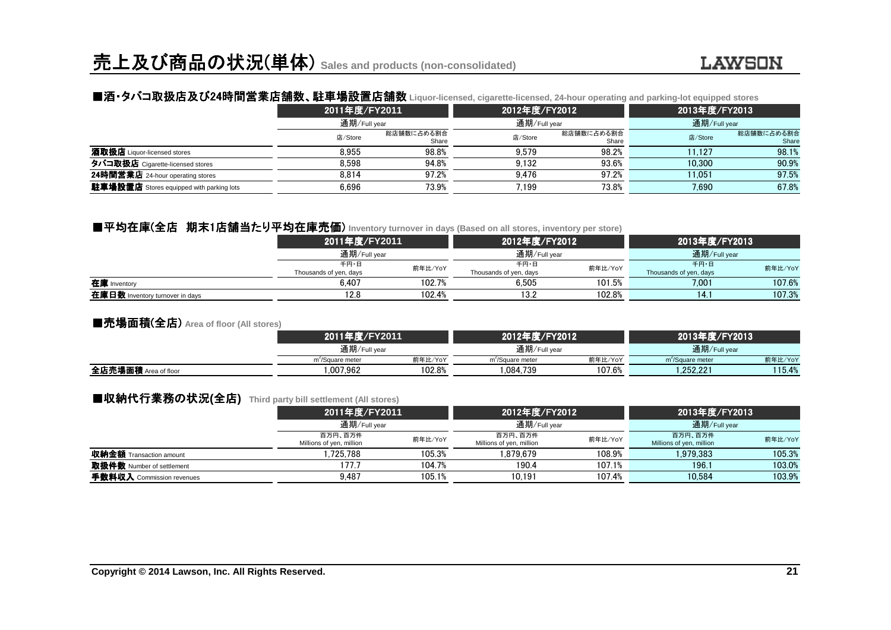# 売上及び商品の状況(単体) Sales and products (non-consolidated)

LAWSON

## ■酒・タバコ取扱店及び24時間営業店舗数、駐車場設置店舗数 Liquor-licensed, cigarette-licensed, 24-hour operating and parking-lot equipped stores

| | 2011年度/FY2011 | | 2012年度/FY2012 | | 2013年度/FY2013 | |
|---|---|---|---|---|---|---|
| | 通期/Full year | | 通期/Full year | | 通期/Full year | |
| | 店/Store | 総店舗数に占める割合 Share | 店/Store | 総店舗数に占める割合 Share | 店/Store | 総店舗数に占める割合 Share |
| **酒取扱店** Liquor-licensed stores | 8,955 | 98.8% | 9,579 | 98.2% | 11,127 | 98.1% |
| **タバコ取扱店** Cigarette-licensed stores | 8,598 | 94.8% | 9,132 | 93.6% | 10,300 | 90.9% |
| **24時間営業店** 24-hour operating stores | 8,814 | 97.2% | 9,476 | 97.2% | 11,051 | 97.5% |
| **駐車場設置店** Stores equipped with parking lots | 6,696 | 73.9% | 7,199 | 73.8% | 7,690 | 67.8% |

## ■平均在庫(全店 期末1店舗当たり平均在庫売価) Inventory turnover in days (Based on all stores, inventory per store)

| | 2011年度/FY2011 | | 2012年度/FY2012 | | 2013年度/FY2013 | |
|---|---|---|---|---|---|---|
| | 通期/Full year | | 通期/Full year | | 通期/Full year | |
| | 千円・日 Thousands of yen, days | 前年比/YoY | 千円・日 Thousands of yen, days | 前年比/YoY | 千円・日 Thousands of yen, days | 前年比/YoY |
| **在庫** Inventory | 6,407 | 102.7% | 6,505 | 101.5% | 7,001 | 107.6% |
| **在庫日数** Inventory turnover in days | 12.8 | 102.4% | 13.2 | 102.8% | 14.1 | 107.3% |

## ■売場面積(全店) Area of floor (All stores)

| | 2011年度/FY2011 | | 2012年度/FY2012 | | 2013年度/FY2013 | |
|---|---|---|---|---|---|---|
| | 通期/Full year | | 通期/Full year | | 通期/Full year | |
| | $m^2$/Square meter | 前年比/YoY | $m^2$/Square meter | 前年比/YoY | $m^2$/Square meter | 前年比/YoY |
| **全店売場面積** Area of floor | 1,007,962 | 102.8% | 1,084,739 | 107.6% | 1,252,221 | 115.4% |

## ■収納代行業務の状況(全店) Third party bill settlement (All stores)

| | 2011年度/FY2011 | | 2012年度/FY2012 | | 2013年度/FY2013 | |
|---|---|---|---|---|---|---|
| | 通期/Full year | | 通期/Full year | | 通期/Full year | |
| | 百万円、百万件 Millions of yen, million | 前年比/YoY | 百万円、百万件 Millions of yen, million | 前年比/YoY | 百万円、百万件 Millions of yen, million | 前年比/YoY |
| **収納金額** Transaction amount | 1,725,788 | 105.3% | 1,879,679 | 108.9% | 1,979,383 | 105.3% |
| **取扱件数** Number of settlement | 177.7 | 104.7% | 190.4 | 107.1% | 196.1 | 103.0% |
| **手数料収入** Commission revenues | 9,487 | 105.1% | 10,191 | 107.4% | 10,584 | 103.9% |

Copyright © 2014 Lawson, Inc. All Rights Reserved.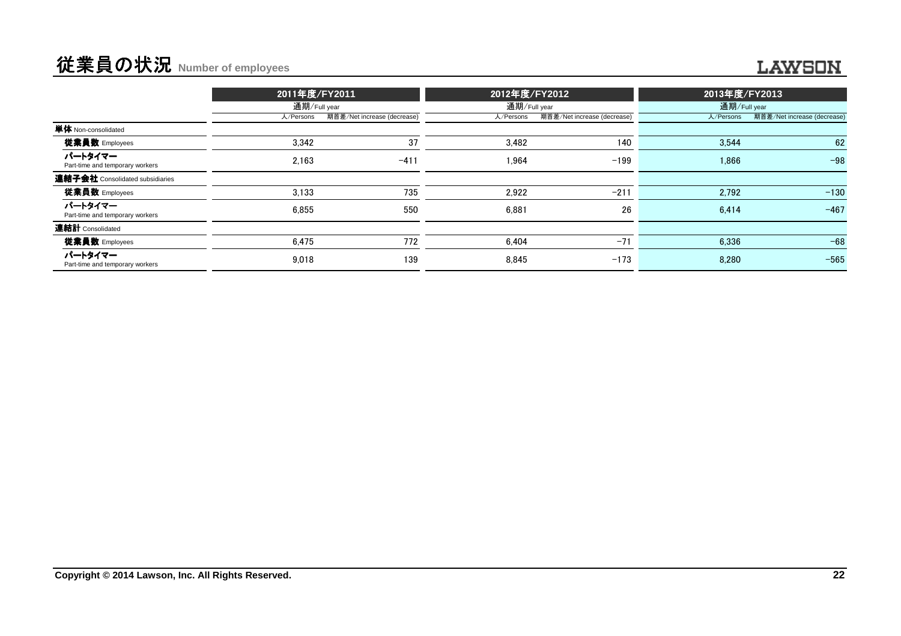# 従業員の状況 Number of employees

| | 2011年度/FY2011 | | 2012年度/FY2012 | | 2013年度/FY2013 | |
|---|---|---|---|---|---|---|
| | 通期/Full year | | 通期/Full year | | 通期/Full year | |
| | 人/Persons | 期首差/Net increase (decrease) | 人/Persons | 期首差/Net increase (decrease) | 人/Persons | 期首差/Net increase (decrease) |
| **単体** Non-consolidated | | | | | | |
| **従業員数** Employees | 3,342 | 37 | 3,482 | 140 | 3,544 | 62 |
| **パートタイマー** Part-time and temporary workers | 2,163 | −411 | 1,964 | −199 | 1,866 | −98 |
| **連結子会社** Consolidated subsidiaries | | | | | | |
| **従業員数** Employees | 3,133 | 735 | 2,922 | −211 | 2,792 | −130 |
| **パートタイマー** Part-time and temporary workers | 6,855 | 550 | 6,881 | 26 | 6,414 | −467 |
| **連結計** Consolidated | | | | | | |
| **従業員数** Employees | 6,475 | 772 | 6,404 | −71 | 6,336 | −68 |
| **パートタイマー** Part-time and temporary workers | 9,018 | 139 | 8,845 | −173 | 8,280 | −565 |

**Copyright © 2014 Lawson, Inc. All Rights Reserved.**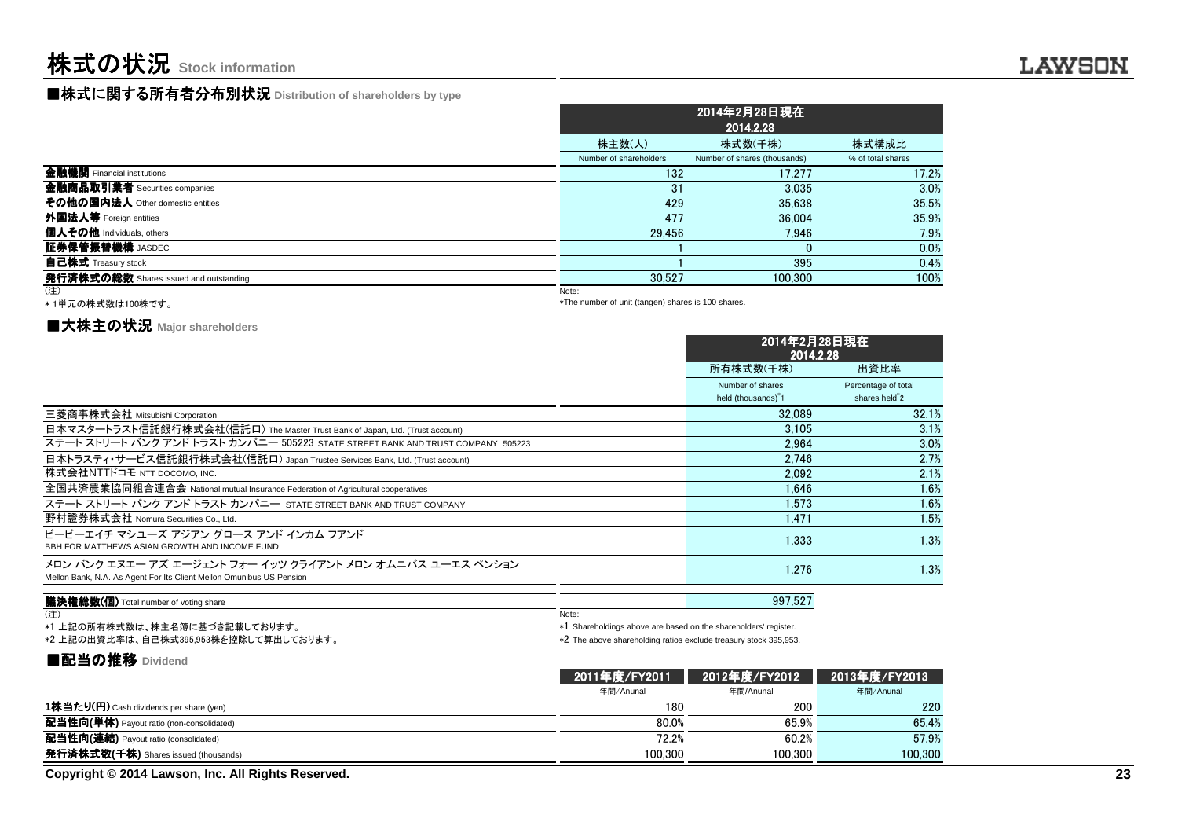# 株式の状況 Stock information

## ■株式に関する所有者分布別状況 Distribution of shareholders by type

| | 2014年2月28日現在 2014.2.28 | | |
|---|---|---|---|
| | 株主数(人) Number of shareholders | 株式数(千株) Number of shares (thousands) | 株式構成比 % of total shares |
| **金融機関** Financial institutions | 132 | 17,277 | 17.2% |
| **金融商品取引業者** Securities companies | 31 | 3,035 | 3.0% |
| **その他の国内法人** Other domestic entities | 429 | 35,638 | 35.5% |
| **外国法人等** Foreign entities | 477 | 36,004 | 35.9% |
| **個人その他** Individuals, others | 29,456 | 7,946 | 7.9% |
| **証券保管振替機構** JASDEC | 1 | 0 | 0.0% |
| **自己株式** Treasury stock | 1 | 395 | 0.4% |
| **発行済株式の総数** Shares issued and outstanding | 30,527 | 100,300 | 100% |

(注)
＊1単元の株式数は100株です。

Note:
*The number of unit (tangen) shares is 100 shares.

## ■大株主の状況 Major shareholders

| | 2014年2月28日現在 2014.2.28 | |
|---|---|---|
| | 所有株式数(千株) Number of shares held (thousands)*1 | 出資比率 Percentage of total shares held*2 |
| 三菱商事株式会社 Mitsubishi Corporation | 32,089 | 32.1% |
| 日本マスタートラスト信託銀行株式会社(信託口) The Master Trust Bank of Japan, Ltd. (Trust account) | 3,105 | 3.1% |
| ステート ストリート バンク アンド トラスト カンパニー 505223 STATE STREET BANK AND TRUST COMPANY 505223 | 2,964 | 3.0% |
| 日本トラスティ・サービス信託銀行株式会社(信託口) Japan Trustee Services Bank, Ltd. (Trust account) | 2,746 | 2.7% |
| 株式会社NTTドコモ NTT DOCOMO, INC. | 2,092 | 2.1% |
| 全国共済農業協同組合連合会 National mutual Insurance Federation of Agricultural cooperatives | 1,646 | 1.6% |
| ステート ストリート バンク アンド トラスト カンパニー STATE STREET BANK AND TRUST COMPANY | 1,573 | 1.6% |
| 野村證券株式会社 Nomura Securities Co., Ltd. | 1,471 | 1.5% |
| ビービーエイチ マシューズ アジアン グロース アンド インカム ファンド BBH FOR MATTHEWS ASIAN GROWTH AND INCOME FUND | 1,333 | 1.3% |
| メロン バンク エヌエー アズ エージェント フォー イッツ クライアント メロン オムニバス ユーエス ペンション Mellon Bank, N.A. As Agent For Its Client Mellon Omunibus US Pension | 1,276 | 1.3% |
| **議決権総数(個)** Total number of voting share | 997,527 | |

(注)
*1 上記の所有株式数は、株主名簿に基づき記載しております。
*2 上記の出資比率は、自己株式395,953株を控除して算出しております。

Note:
*1 Shareholdings above are based on the shareholders' register.
*2 The above shareholding ratios exclude treasury stock 395,953.

## ■配当の推移 Dividend

| | 2011年度/FY2011 年間/Anunal | 2012年度/FY2012 年間/Anunal | 2013年度/FY2013 年間/Anunal |
|---|---|---|---|
| **1株当たり(円)** Cash dividends per share (yen) | 180 | 200 | 220 |
| **配当性向(単体)** Payout ratio (non-consolidated) | 80.0% | 65.9% | 65.4% |
| **配当性向(連結)** Payout ratio (consolidated) | 72.2% | 60.2% | 57.9% |
| **発行済株式数(千株)** Shares issued (thousands) | 100,300 | 100,300 | 100,300 |

Copyright © 2014 Lawson, Inc. All Rights Reserved.